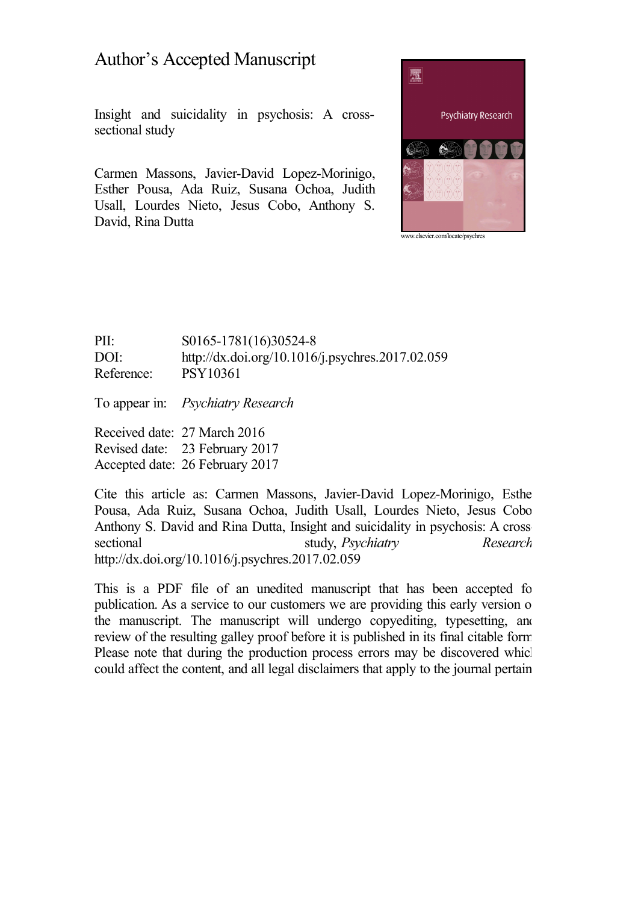# Author's Accepted Manuscript

Insight and suicidality in psychosis: A cross-sectional study

Carmen Massons, Javier-David Lopez-Morinigo, Esther Pousa, Ada Ruiz, Susana Ochoa, Judith Usall, Lourdes Nieto, Jesus Cobo, Anthony S. David, Rina Dutta

www.elsevier.com/locate/psychres

PII: S0165-1781(16)30524-8
DOI: http://dx.doi.org/10.1016/j.psychres.2017.02.059
Reference: PSY10361

To appear in: *Psychiatry Research*

Received date: 27 March 2016
Revised date: 23 February 2017
Accepted date: 26 February 2017

Cite this article as: Carmen Massons, Javier-David Lopez-Morinigo, Esthe Pousa, Ada Ruiz, Susana Ochoa, Judith Usall, Lourdes Nieto, Jesus Cobo Anthony S. David and Rina Dutta, Insight and suicidality in psychosis: A cross sectional study, *Psychiatry Research* http://dx.doi.org/10.1016/j.psychres.2017.02.059

This is a PDF file of an unedited manuscript that has been accepted fo publication. As a service to our customers we are providing this early version o the manuscript. The manuscript will undergo copyediting, typesetting, and review of the resulting galley proof before it is published in its final citable form Please note that during the production process errors may be discovered which could affect the content, and all legal disclaimers that apply to the journal pertain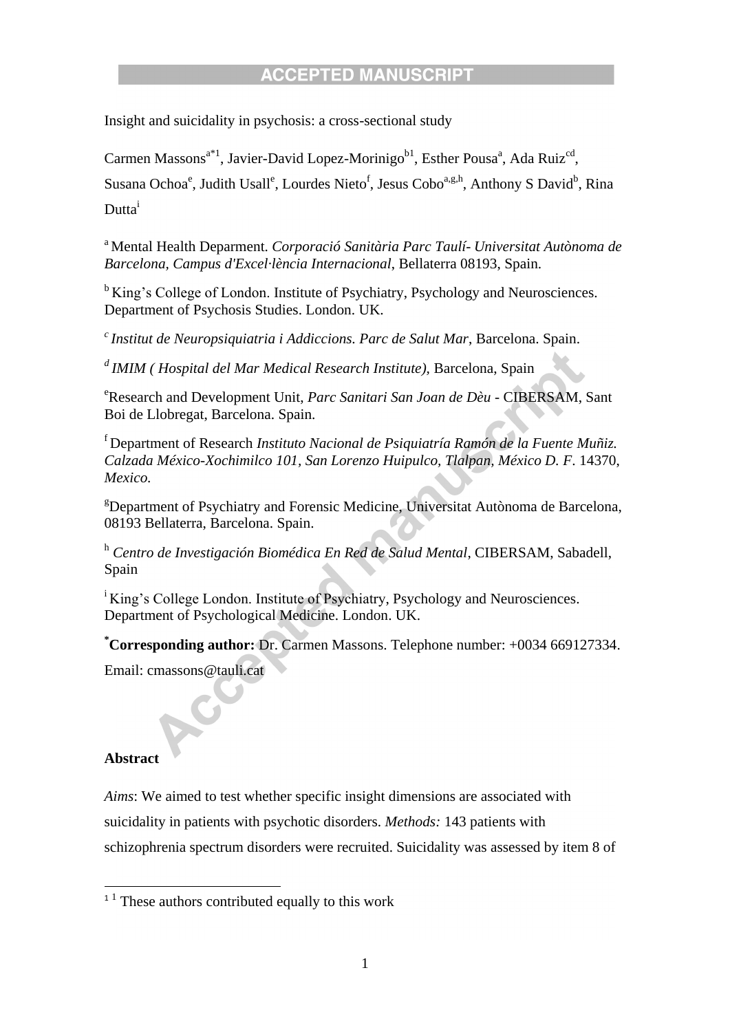Insight and suicidality in psychosis: a cross-sectional study

Carmen Massons[a*1], Javier-David Lopez-Morinigo[b1], Esther Pousa[a], Ada Ruiz[cd], Susana Ochoa[e], Judith Usall[e], Lourdes Nieto[f], Jesus Cobo[a,g,h], Anthony S David[b], Rina Dutta[i]

[a] Mental Health Deparment. *Corporació Sanitària Parc Taulí- Universitat Autònoma de Barcelona, Campus d'Excel·lència Internacional*, Bellaterra 08193, Spain.

[b] King's College of London. Institute of Psychiatry, Psychology and Neurosciences. Department of Psychosis Studies. London. UK.

[c] *Institut de Neuropsiquiatria i Addiccions. Parc de Salut Mar*, Barcelona. Spain.

[d] *IMIM ( Hospital del Mar Medical Research Institute)*, Barcelona, Spain

[e] Research and Development Unit, *Parc Sanitari San Joan de Dèu* - CIBERSAM, Sant Boi de Llobregat, Barcelona. Spain.

[f] Department of Research *Instituto Nacional de Psiquiatría Ramón de la Fuente Muñiz. Calzada México-Xochimilco 101, San Lorenzo Huipulco, Tlalpan, México D. F*. 14370, *Mexico.*

[g] Department of Psychiatry and Forensic Medicine, Universitat Autònoma de Barcelona, 08193 Bellaterra, Barcelona. Spain.

[h] *Centro de Investigación Biomédica En Red de Salud Mental*, CIBERSAM, Sabadell, Spain

[i] King's College London. Institute of Psychiatry, Psychology and Neurosciences. Department of Psychological Medicine. London. UK.

**[*]Corresponding author:** Dr. Carmen Massons. Telephone number: +0034 669127334. Email: cmassons@tauli.cat

**Abstract**

*Aims*: We aimed to test whether specific insight dimensions are associated with suicidality in patients with psychotic disorders. *Methods:* 143 patients with schizophrenia spectrum disorders were recruited. Suicidality was assessed by item 8 of

[1] These authors contributed equally to this work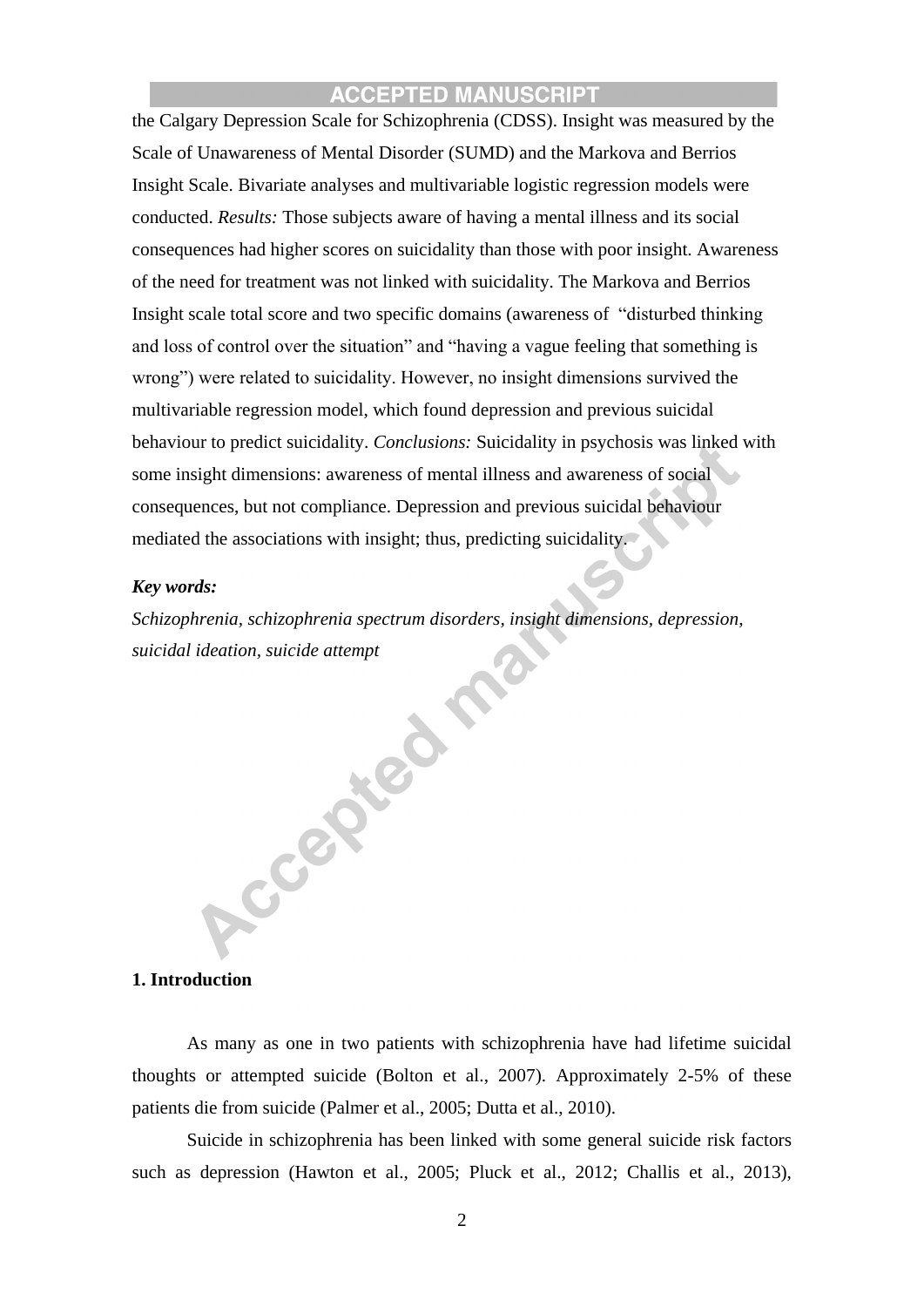the Calgary Depression Scale for Schizophrenia (CDSS). Insight was measured by the Scale of Unawareness of Mental Disorder (SUMD) and the Markova and Berrios Insight Scale. Bivariate analyses and multivariable logistic regression models were conducted. *Results:* Those subjects aware of having a mental illness and its social consequences had higher scores on suicidality than those with poor insight. Awareness of the need for treatment was not linked with suicidality. The Markova and Berrios Insight scale total score and two specific domains (awareness of "disturbed thinking and loss of control over the situation" and "having a vague feeling that something is wrong") were related to suicidality. However, no insight dimensions survived the multivariable regression model, which found depression and previous suicidal behaviour to predict suicidality. *Conclusions:* Suicidality in psychosis was linked with some insight dimensions: awareness of mental illness and awareness of social consequences, but not compliance. Depression and previous suicidal behaviour mediated the associations with insight; thus, predicting suicidality.

***Key words:***

*Schizophrenia, schizophrenia spectrum disorders, insight dimensions, depression, suicidal ideation, suicide attempt*

## 1. Introduction

As many as one in two patients with schizophrenia have had lifetime suicidal thoughts or attempted suicide (Bolton et al., 2007). Approximately 2-5% of these patients die from suicide (Palmer et al., 2005; Dutta et al., 2010).

Suicide in schizophrenia has been linked with some general suicide risk factors such as depression (Hawton et al., 2005; Pluck et al., 2012; Challis et al., 2013),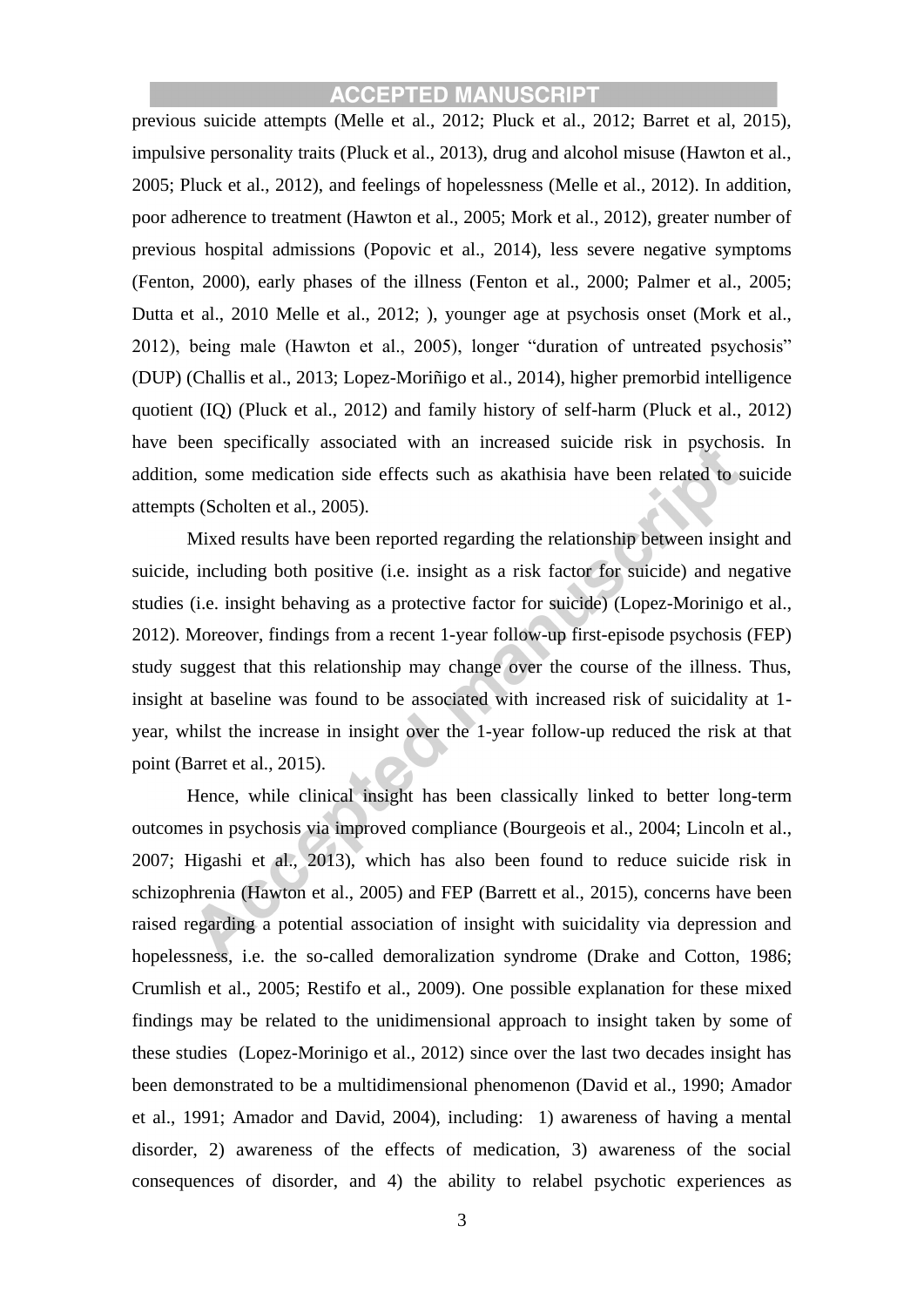previous suicide attempts (Melle et al., 2012; Pluck et al., 2012; Barret et al, 2015), impulsive personality traits (Pluck et al., 2013), drug and alcohol misuse (Hawton et al., 2005; Pluck et al., 2012), and feelings of hopelessness (Melle et al., 2012). In addition, poor adherence to treatment (Hawton et al., 2005; Mork et al., 2012), greater number of previous hospital admissions (Popovic et al., 2014), less severe negative symptoms (Fenton, 2000), early phases of the illness (Fenton et al., 2000; Palmer et al., 2005; Dutta et al., 2010 Melle et al., 2012; ), younger age at psychosis onset (Mork et al., 2012), being male (Hawton et al., 2005), longer "duration of untreated psychosis" (DUP) (Challis et al., 2013; Lopez-Moriñigo et al., 2014), higher premorbid intelligence quotient (IQ) (Pluck et al., 2012) and family history of self-harm (Pluck et al., 2012) have been specifically associated with an increased suicide risk in psychosis. In addition, some medication side effects such as akathisia have been related to suicide attempts (Scholten et al., 2005).

Mixed results have been reported regarding the relationship between insight and suicide, including both positive (i.e. insight as a risk factor for suicide) and negative studies (i.e. insight behaving as a protective factor for suicide) (Lopez-Morinigo et al., 2012). Moreover, findings from a recent 1-year follow-up first-episode psychosis (FEP) study suggest that this relationship may change over the course of the illness. Thus, insight at baseline was found to be associated with increased risk of suicidality at 1-year, whilst the increase in insight over the 1-year follow-up reduced the risk at that point (Barret et al., 2015).

Hence, while clinical insight has been classically linked to better long-term outcomes in psychosis via improved compliance (Bourgeois et al., 2004; Lincoln et al., 2007; Higashi et al., 2013), which has also been found to reduce suicide risk in schizophrenia (Hawton et al., 2005) and FEP (Barrett et al., 2015), concerns have been raised regarding a potential association of insight with suicidality via depression and hopelessness, i.e. the so-called demoralization syndrome (Drake and Cotton, 1986; Crumlish et al., 2005; Restifo et al., 2009). One possible explanation for these mixed findings may be related to the unidimensional approach to insight taken by some of these studies (Lopez-Morinigo et al., 2012) since over the last two decades insight has been demonstrated to be a multidimensional phenomenon (David et al., 1990; Amador et al., 1991; Amador and David, 2004), including: 1) awareness of having a mental disorder, 2) awareness of the effects of medication, 3) awareness of the social consequences of disorder, and 4) the ability to relabel psychotic experiences as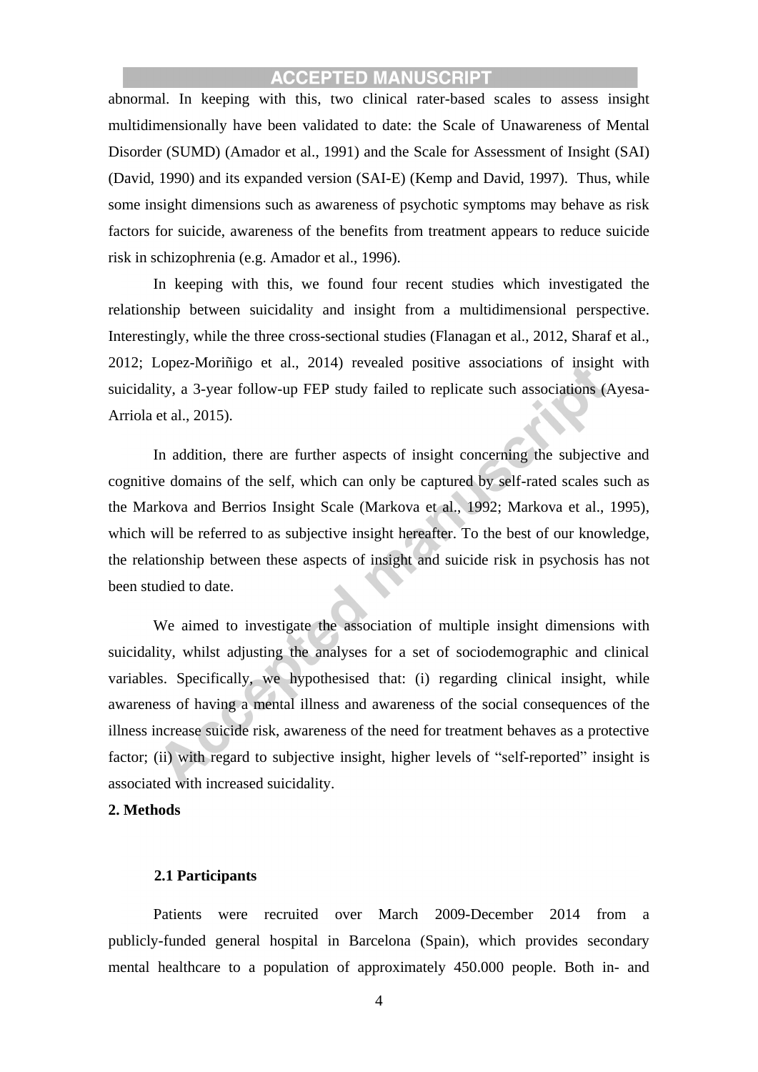abnormal. In keeping with this, two clinical rater-based scales to assess insight multidimensionally have been validated to date: the Scale of Unawareness of Mental Disorder (SUMD) (Amador et al., 1991) and the Scale for Assessment of Insight (SAI) (David, 1990) and its expanded version (SAI-E) (Kemp and David, 1997). Thus, while some insight dimensions such as awareness of psychotic symptoms may behave as risk factors for suicide, awareness of the benefits from treatment appears to reduce suicide risk in schizophrenia (e.g. Amador et al., 1996).

In keeping with this, we found four recent studies which investigated the relationship between suicidality and insight from a multidimensional perspective. Interestingly, while the three cross-sectional studies (Flanagan et al., 2012, Sharaf et al., 2012; Lopez-Moriñigo et al., 2014) revealed positive associations of insight with suicidality, a 3-year follow-up FEP study failed to replicate such associations (Ayesa-Arriola et al., 2015).

In addition, there are further aspects of insight concerning the subjective and cognitive domains of the self, which can only be captured by self-rated scales such as the Markova and Berrios Insight Scale (Markova et al., 1992; Markova et al., 1995), which will be referred to as subjective insight hereafter. To the best of our knowledge, the relationship between these aspects of insight and suicide risk in psychosis has not been studied to date.

We aimed to investigate the association of multiple insight dimensions with suicidality, whilst adjusting the analyses for a set of sociodemographic and clinical variables. Specifically, we hypothesised that: (i) regarding clinical insight, while awareness of having a mental illness and awareness of the social consequences of the illness increase suicide risk, awareness of the need for treatment behaves as a protective factor; (ii) with regard to subjective insight, higher levels of "self-reported" insight is associated with increased suicidality.

## 2. Methods

### 2.1 Participants

Patients were recruited over March 2009-December 2014 from a publicly-funded general hospital in Barcelona (Spain), which provides secondary mental healthcare to a population of approximately 450.000 people. Both in- and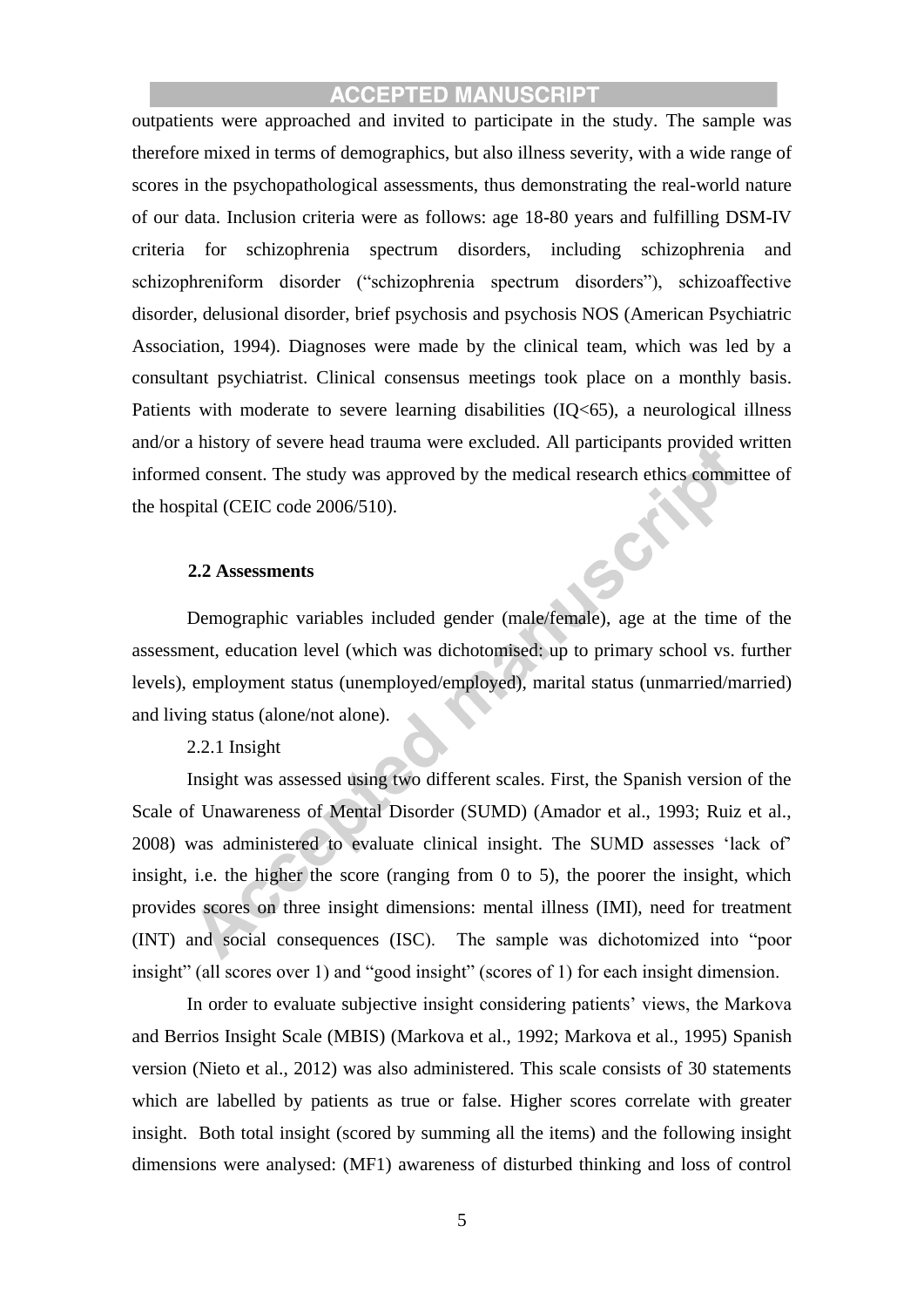outpatients were approached and invited to participate in the study. The sample was therefore mixed in terms of demographics, but also illness severity, with a wide range of scores in the psychopathological assessments, thus demonstrating the real-world nature of our data. Inclusion criteria were as follows: age 18-80 years and fulfilling DSM-IV criteria for schizophrenia spectrum disorders, including schizophrenia and schizophreniform disorder ("schizophrenia spectrum disorders"), schizoaffective disorder, delusional disorder, brief psychosis and psychosis NOS (American Psychiatric Association, 1994). Diagnoses were made by the clinical team, which was led by a consultant psychiatrist. Clinical consensus meetings took place on a monthly basis. Patients with moderate to severe learning disabilities (IQ<65), a neurological illness and/or a history of severe head trauma were excluded. All participants provided written informed consent. The study was approved by the medical research ethics committee of the hospital (CEIC code 2006/510).

### 2.2 Assessments

Demographic variables included gender (male/female), age at the time of the assessment, education level (which was dichotomised: up to primary school vs. further levels), employment status (unemployed/employed), marital status (unmarried/married) and living status (alone/not alone).

2.2.1 Insight

Insight was assessed using two different scales. First, the Spanish version of the Scale of Unawareness of Mental Disorder (SUMD) (Amador et al., 1993; Ruiz et al., 2008) was administered to evaluate clinical insight. The SUMD assesses 'lack of' insight, i.e. the higher the score (ranging from 0 to 5), the poorer the insight, which provides scores on three insight dimensions: mental illness (IMI), need for treatment (INT) and social consequences (ISC). The sample was dichotomized into "poor insight" (all scores over 1) and "good insight" (scores of 1) for each insight dimension.

In order to evaluate subjective insight considering patients' views, the Markova and Berrios Insight Scale (MBIS) (Markova et al., 1992; Markova et al., 1995) Spanish version (Nieto et al., 2012) was also administered. This scale consists of 30 statements which are labelled by patients as true or false. Higher scores correlate with greater insight. Both total insight (scored by summing all the items) and the following insight dimensions were analysed: (MF1) awareness of disturbed thinking and loss of control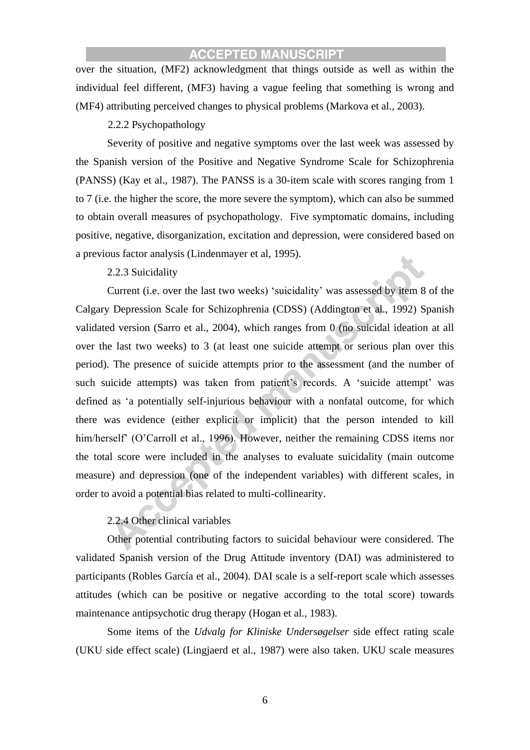over the situation, (MF2) acknowledgment that things outside as well as within the individual feel different, (MF3) having a vague feeling that something is wrong and (MF4) attributing perceived changes to physical problems (Markova et al., 2003).

### 2.2.2 Psychopathology

Severity of positive and negative symptoms over the last week was assessed by the Spanish version of the Positive and Negative Syndrome Scale for Schizophrenia (PANSS) (Kay et al., 1987). The PANSS is a 30-item scale with scores ranging from 1 to 7 (i.e. the higher the score, the more severe the symptom), which can also be summed to obtain overall measures of psychopathology. Five symptomatic domains, including positive, negative, disorganization, excitation and depression, were considered based on a previous factor analysis (Lindenmayer et al, 1995).

### 2.2.3 Suicidality

Current (i.e. over the last two weeks) 'suicidality' was assessed by item 8 of the Calgary Depression Scale for Schizophrenia (CDSS) (Addington et al., 1992) Spanish validated version (Sarro et al., 2004), which ranges from 0 (no suicidal ideation at all over the last two weeks) to 3 (at least one suicide attempt or serious plan over this period). The presence of suicide attempts prior to the assessment (and the number of such suicide attempts) was taken from patient's records. A 'suicide attempt' was defined as 'a potentially self-injurious behaviour with a nonfatal outcome, for which there was evidence (either explicit or implicit) that the person intended to kill him/herself' (O'Carroll et al., 1996). However, neither the remaining CDSS items nor the total score were included in the analyses to evaluate suicidality (main outcome measure) and depression (one of the independent variables) with different scales, in order to avoid a potential bias related to multi-collinearity.

### 2.2.4 Other clinical variables

Other potential contributing factors to suicidal behaviour were considered. The validated Spanish version of the Drug Attitude inventory (DAI) was administered to participants (Robles García et al., 2004). DAI scale is a self-report scale which assesses attitudes (which can be positive or negative according to the total score) towards maintenance antipsychotic drug therapy (Hogan et al., 1983).

Some items of the *Udvalg for Kliniske Undersøgelser* side effect rating scale (UKU side effect scale) (Lingjaerd et al., 1987) were also taken. UKU scale measures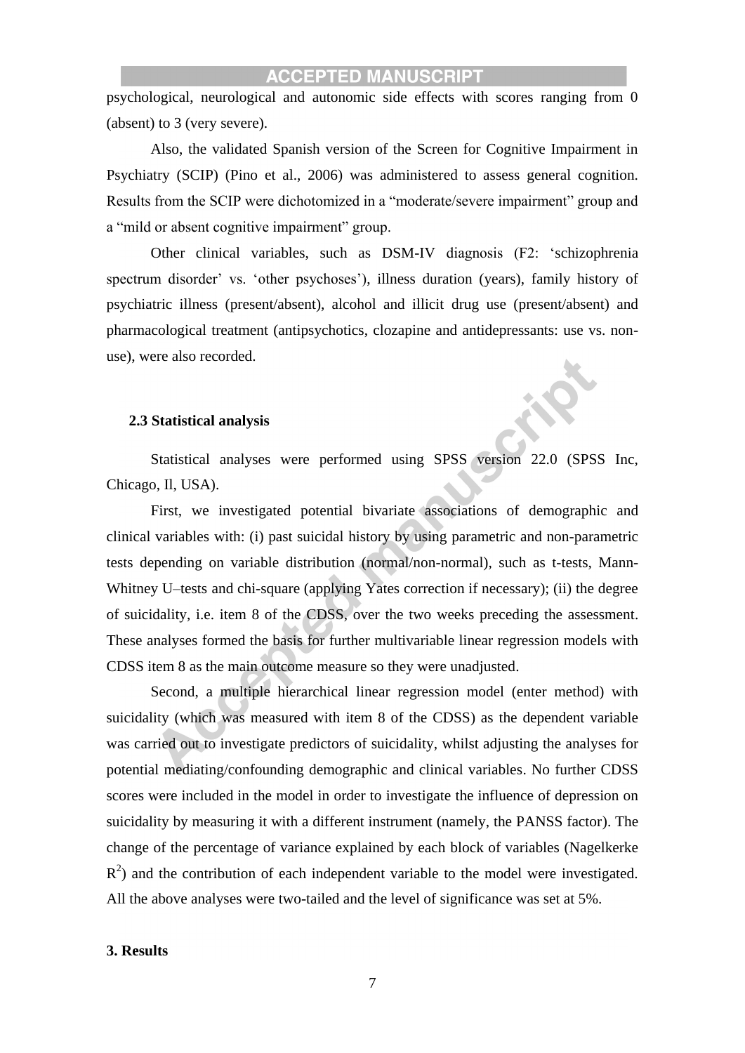psychological, neurological and autonomic side effects with scores ranging from 0 (absent) to 3 (very severe).

Also, the validated Spanish version of the Screen for Cognitive Impairment in Psychiatry (SCIP) (Pino et al., 2006) was administered to assess general cognition. Results from the SCIP were dichotomized in a "moderate/severe impairment" group and a "mild or absent cognitive impairment" group.

Other clinical variables, such as DSM-IV diagnosis (F2: 'schizophrenia spectrum disorder' vs. 'other psychoses'), illness duration (years), family history of psychiatric illness (present/absent), alcohol and illicit drug use (present/absent) and pharmacological treatment (antipsychotics, clozapine and antidepressants: use vs. non-use), were also recorded.

### 2.3 Statistical analysis

Statistical analyses were performed using SPSS version 22.0 (SPSS Inc, Chicago, Il, USA).

First, we investigated potential bivariate associations of demographic and clinical variables with: (i) past suicidal history by using parametric and non-parametric tests depending on variable distribution (normal/non-normal), such as t-tests, Mann-Whitney U–tests and chi-square (applying Yates correction if necessary); (ii) the degree of suicidality, i.e. item 8 of the CDSS, over the two weeks preceding the assessment. These analyses formed the basis for further multivariable linear regression models with CDSS item 8 as the main outcome measure so they were unadjusted.

Second, a multiple hierarchical linear regression model (enter method) with suicidality (which was measured with item 8 of the CDSS) as the dependent variable was carried out to investigate predictors of suicidality, whilst adjusting the analyses for potential mediating/confounding demographic and clinical variables. No further CDSS scores were included in the model in order to investigate the influence of depression on suicidality by measuring it with a different instrument (namely, the PANSS factor). The change of the percentage of variance explained by each block of variables (Nagelkerke $R^2$) and the contribution of each independent variable to the model were investigated. All the above analyses were two-tailed and the level of significance was set at 5%.

## 3. Results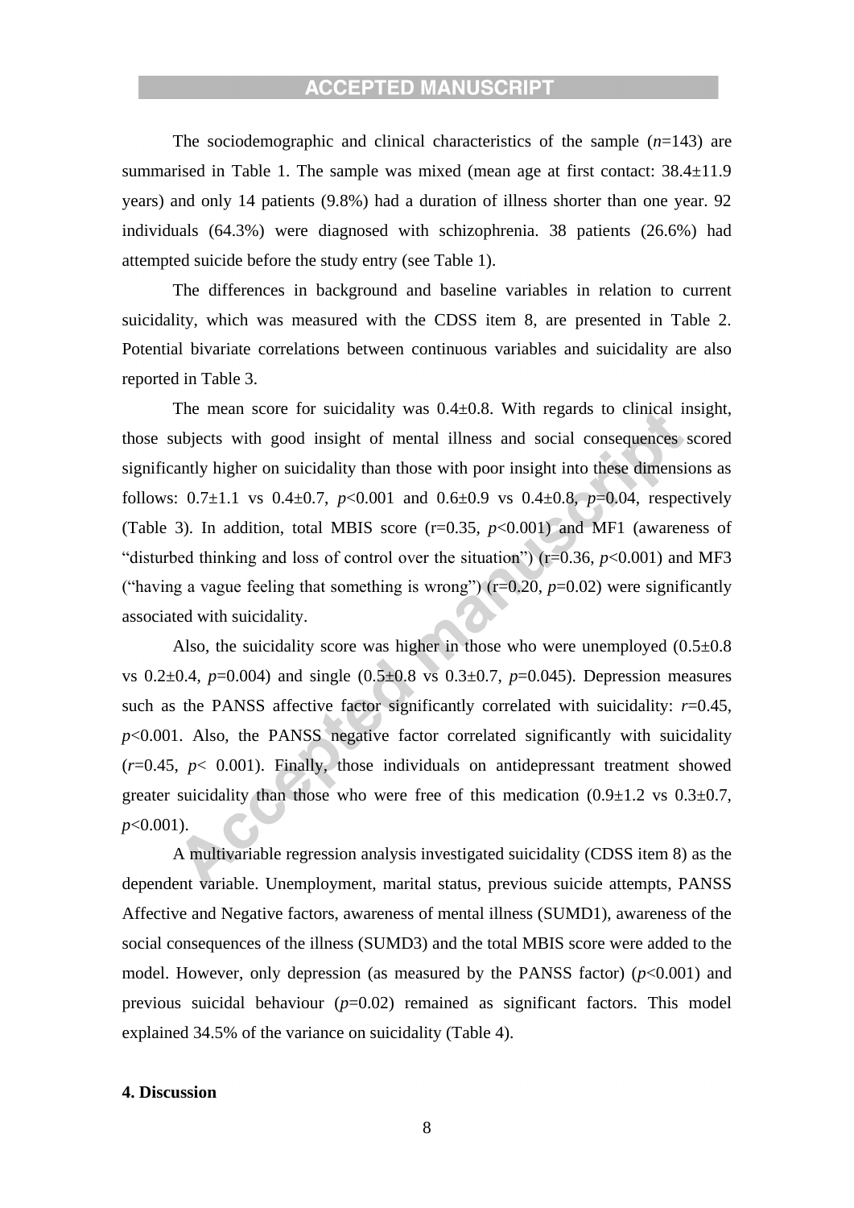The sociodemographic and clinical characteristics of the sample (*n*=143) are summarised in Table 1. The sample was mixed (mean age at first contact: 38.4±11.9 years) and only 14 patients (9.8%) had a duration of illness shorter than one year. 92 individuals (64.3%) were diagnosed with schizophrenia. 38 patients (26.6%) had attempted suicide before the study entry (see Table 1).

The differences in background and baseline variables in relation to current suicidality, which was measured with the CDSS item 8, are presented in Table 2. Potential bivariate correlations between continuous variables and suicidality are also reported in Table 3.

The mean score for suicidality was 0.4±0.8. With regards to clinical insight, those subjects with good insight of mental illness and social consequences scored significantly higher on suicidality than those with poor insight into these dimensions as follows: 0.7±1.1 vs 0.4±0.7, $p<0.001$ and 0.6±0.9 vs 0.4±0.8, $p=0.04$, respectively (Table 3). In addition, total MBIS score (r=0.35, $p<0.001$) and MF1 (awareness of "disturbed thinking and loss of control over the situation") (r=0.36, $p<0.001$) and MF3 ("having a vague feeling that something is wrong") (r=0.20, $p=0.02$) were significantly associated with suicidality.

Also, the suicidality score was higher in those who were unemployed (0.5±0.8 vs 0.2±0.4, $p=0.004$) and single (0.5±0.8 vs 0.3±0.7, $p=0.045$). Depression measures such as the PANSS affective factor significantly correlated with suicidality: $r=0.45$, $p<0.001$. Also, the PANSS negative factor correlated significantly with suicidality ($r=0.45$, $p<0.001$). Finally, those individuals on antidepressant treatment showed greater suicidality than those who were free of this medication (0.9±1.2 vs 0.3±0.7, $p<0.001$).

A multivariable regression analysis investigated suicidality (CDSS item 8) as the dependent variable. Unemployment, marital status, previous suicide attempts, PANSS Affective and Negative factors, awareness of mental illness (SUMD1), awareness of the social consequences of the illness (SUMD3) and the total MBIS score were added to the model. However, only depression (as measured by the PANSS factor) ($p<0.001$) and previous suicidal behaviour ($p=0.02$) remained as significant factors. This model explained 34.5% of the variance on suicidality (Table 4).

**4. Discussion**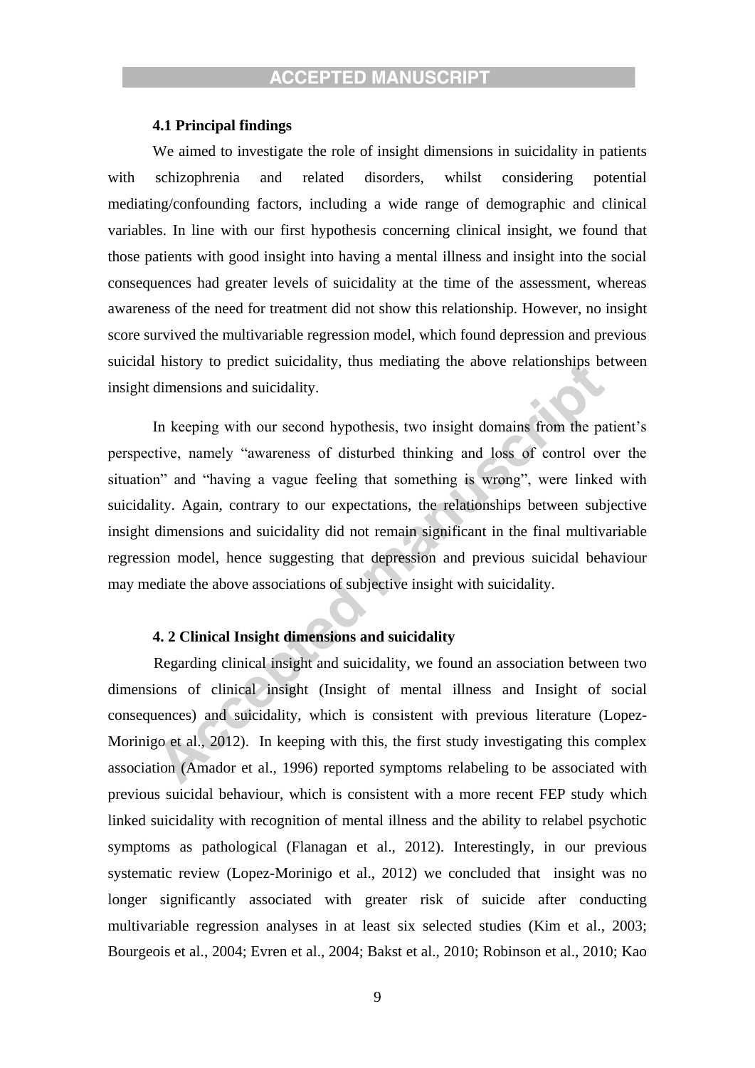#### 4.1 Principal findings

We aimed to investigate the role of insight dimensions in suicidality in patients with schizophrenia and related disorders, whilst considering potential mediating/confounding factors, including a wide range of demographic and clinical variables. In line with our first hypothesis concerning clinical insight, we found that those patients with good insight into having a mental illness and insight into the social consequences had greater levels of suicidality at the time of the assessment, whereas awareness of the need for treatment did not show this relationship. However, no insight score survived the multivariable regression model, which found depression and previous suicidal history to predict suicidality, thus mediating the above relationships between insight dimensions and suicidality.

In keeping with our second hypothesis, two insight domains from the patient's perspective, namely "awareness of disturbed thinking and loss of control over the situation" and "having a vague feeling that something is wrong", were linked with suicidality. Again, contrary to our expectations, the relationships between subjective insight dimensions and suicidality did not remain significant in the final multivariable regression model, hence suggesting that depression and previous suicidal behaviour may mediate the above associations of subjective insight with suicidality.

#### 4. 2 Clinical Insight dimensions and suicidality

Regarding clinical insight and suicidality, we found an association between two dimensions of clinical insight (Insight of mental illness and Insight of social consequences) and suicidality, which is consistent with previous literature (Lopez-Morinigo et al., 2012). In keeping with this, the first study investigating this complex association (Amador et al., 1996) reported symptoms relabeling to be associated with previous suicidal behaviour, which is consistent with a more recent FEP study which linked suicidality with recognition of mental illness and the ability to relabel psychotic symptoms as pathological (Flanagan et al., 2012). Interestingly, in our previous systematic review (Lopez-Morinigo et al., 2012) we concluded that insight was no longer significantly associated with greater risk of suicide after conducting multivariable regression analyses in at least six selected studies (Kim et al., 2003; Bourgeois et al., 2004; Evren et al., 2004; Bakst et al., 2010; Robinson et al., 2010; Kao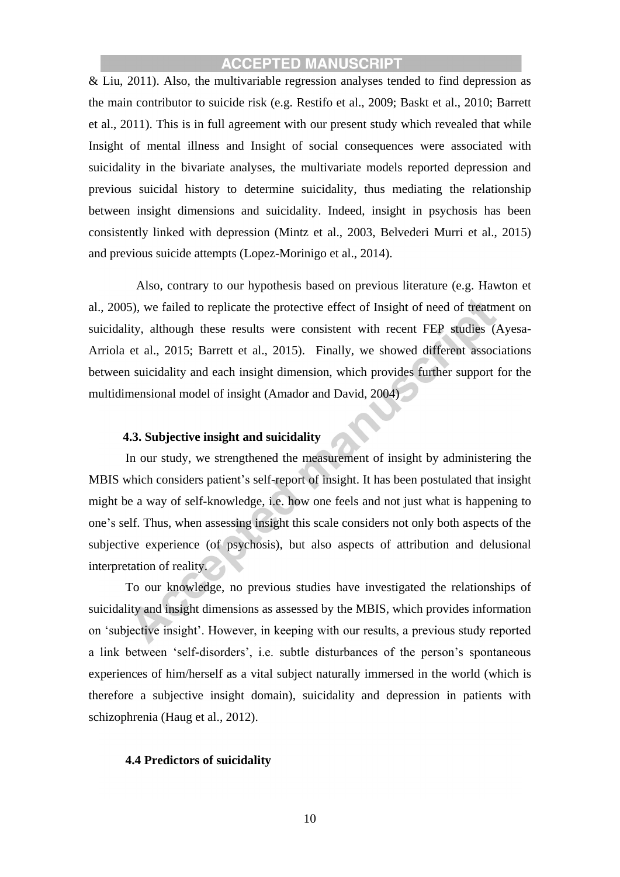& Liu, 2011). Also, the multivariable regression analyses tended to find depression as the main contributor to suicide risk (e.g. Restifo et al., 2009; Baskt et al., 2010; Barrett et al., 2011). This is in full agreement with our present study which revealed that while Insight of mental illness and Insight of social consequences were associated with suicidality in the bivariate analyses, the multivariate models reported depression and previous suicidal history to determine suicidality, thus mediating the relationship between insight dimensions and suicidality. Indeed, insight in psychosis has been consistently linked with depression (Mintz et al., 2003, Belvederi Murri et al., 2015) and previous suicide attempts (Lopez-Morinigo et al., 2014).

Also, contrary to our hypothesis based on previous literature (e.g. Hawton et al., 2005), we failed to replicate the protective effect of Insight of need of treatment on suicidality, although these results were consistent with recent FEP studies (Ayesa-Arriola et al., 2015; Barrett et al., 2015). Finally, we showed different associations between suicidality and each insight dimension, which provides further support for the multidimensional model of insight (Amador and David, 2004)

### 4.3. Subjective insight and suicidality

In our study, we strengthened the measurement of insight by administering the MBIS which considers patient's self-report of insight. It has been postulated that insight might be a way of self-knowledge, i.e. how one feels and not just what is happening to one's self. Thus, when assessing insight this scale considers not only both aspects of the subjective experience (of psychosis), but also aspects of attribution and delusional interpretation of reality.

To our knowledge, no previous studies have investigated the relationships of suicidality and insight dimensions as assessed by the MBIS, which provides information on 'subjective insight'. However, in keeping with our results, a previous study reported a link between 'self-disorders', i.e. subtle disturbances of the person's spontaneous experiences of him/herself as a vital subject naturally immersed in the world (which is therefore a subjective insight domain), suicidality and depression in patients with schizophrenia (Haug et al., 2012).

### 4.4 Predictors of suicidality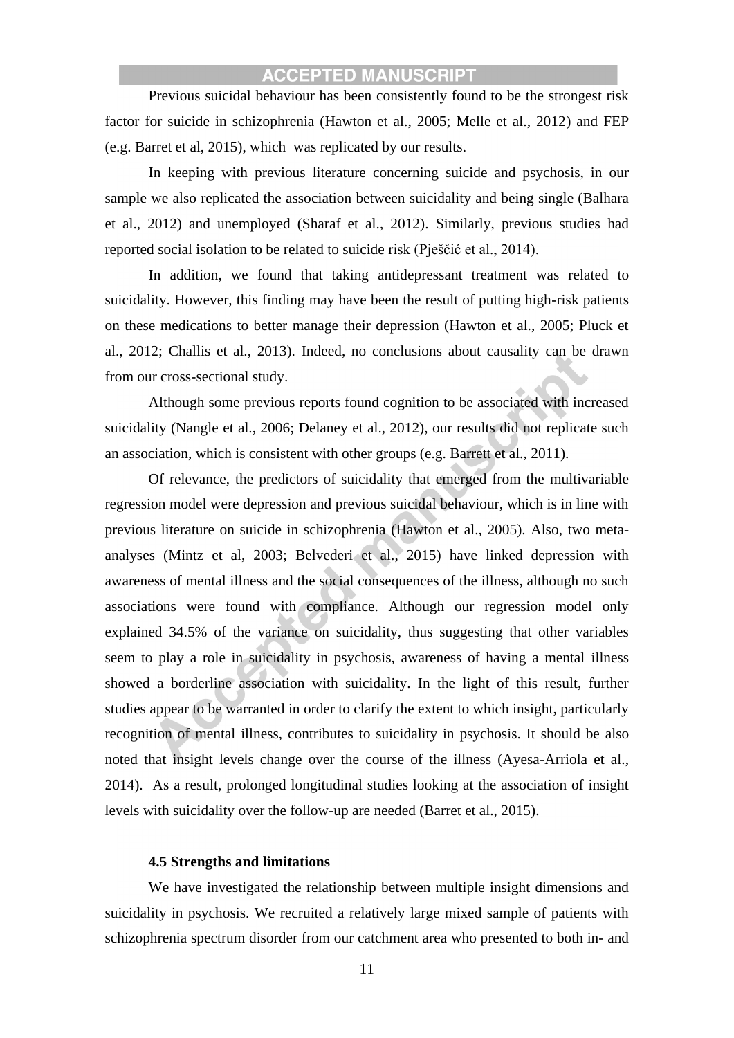Previous suicidal behaviour has been consistently found to be the strongest risk factor for suicide in schizophrenia (Hawton et al., 2005; Melle et al., 2012) and FEP (e.g. Barret et al, 2015), which was replicated by our results.

In keeping with previous literature concerning suicide and psychosis, in our sample we also replicated the association between suicidality and being single (Balhara et al., 2012) and unemployed (Sharaf et al., 2012). Similarly, previous studies had reported social isolation to be related to suicide risk (Pješčić et al., 2014).

In addition, we found that taking antidepressant treatment was related to suicidality. However, this finding may have been the result of putting high-risk patients on these medications to better manage their depression (Hawton et al., 2005; Pluck et al., 2012; Challis et al., 2013). Indeed, no conclusions about causality can be drawn from our cross-sectional study.

Although some previous reports found cognition to be associated with increased suicidality (Nangle et al., 2006; Delaney et al., 2012), our results did not replicate such an association, which is consistent with other groups (e.g. Barrett et al., 2011).

Of relevance, the predictors of suicidality that emerged from the multivariable regression model were depression and previous suicidal behaviour, which is in line with previous literature on suicide in schizophrenia (Hawton et al., 2005). Also, two meta-analyses (Mintz et al, 2003; Belvederi et al., 2015) have linked depression with awareness of mental illness and the social consequences of the illness, although no such associations were found with compliance. Although our regression model only explained 34.5% of the variance on suicidality, thus suggesting that other variables seem to play a role in suicidality in psychosis, awareness of having a mental illness showed a borderline association with suicidality. In the light of this result, further studies appear to be warranted in order to clarify the extent to which insight, particularly recognition of mental illness, contributes to suicidality in psychosis. It should be also noted that insight levels change over the course of the illness (Ayesa-Arriola et al., 2014). As a result, prolonged longitudinal studies looking at the association of insight levels with suicidality over the follow-up are needed (Barret et al., 2015).

#### 4.5 Strengths and limitations

We have investigated the relationship between multiple insight dimensions and suicidality in psychosis. We recruited a relatively large mixed sample of patients with schizophrenia spectrum disorder from our catchment area who presented to both in- and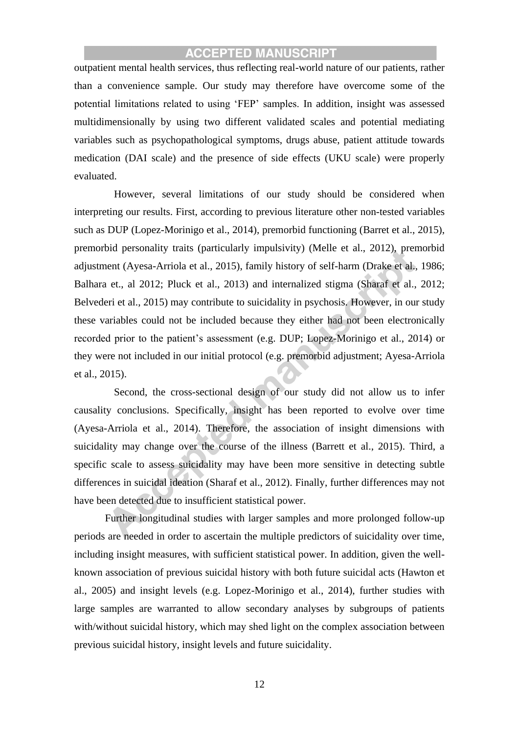outpatient mental health services, thus reflecting real-world nature of our patients, rather than a convenience sample. Our study may therefore have overcome some of the potential limitations related to using 'FEP' samples. In addition, insight was assessed multidimensionally by using two different validated scales and potential mediating variables such as psychopathological symptoms, drugs abuse, patient attitude towards medication (DAI scale) and the presence of side effects (UKU scale) were properly evaluated.

However, several limitations of our study should be considered when interpreting our results. First, according to previous literature other non-tested variables such as DUP (Lopez-Morinigo et al., 2014), premorbid functioning (Barret et al., 2015), premorbid personality traits (particularly impulsivity) (Melle et al., 2012), premorbid adjustment (Ayesa-Arriola et al., 2015), family history of self-harm (Drake et al., 1986; Balhara et., al 2012; Pluck et al., 2013) and internalized stigma (Sharaf et al., 2012; Belvederi et al., 2015) may contribute to suicidality in psychosis. However, in our study these variables could not be included because they either had not been electronically recorded prior to the patient's assessment (e.g. DUP; Lopez-Morinigo et al., 2014) or they were not included in our initial protocol (e.g. premorbid adjustment; Ayesa-Arriola et al., 2015).

Second, the cross-sectional design of our study did not allow us to infer causality conclusions. Specifically, insight has been reported to evolve over time (Ayesa-Arriola et al., 2014). Therefore, the association of insight dimensions with suicidality may change over the course of the illness (Barrett et al., 2015). Third, a specific scale to assess suicidality may have been more sensitive in detecting subtle differences in suicidal ideation (Sharaf et al., 2012). Finally, further differences may not have been detected due to insufficient statistical power.

Further longitudinal studies with larger samples and more prolonged follow-up periods are needed in order to ascertain the multiple predictors of suicidality over time, including insight measures, with sufficient statistical power. In addition, given the well-known association of previous suicidal history with both future suicidal acts (Hawton et al., 2005) and insight levels (e.g. Lopez-Morinigo et al., 2014), further studies with large samples are warranted to allow secondary analyses by subgroups of patients with/without suicidal history, which may shed light on the complex association between previous suicidal history, insight levels and future suicidality.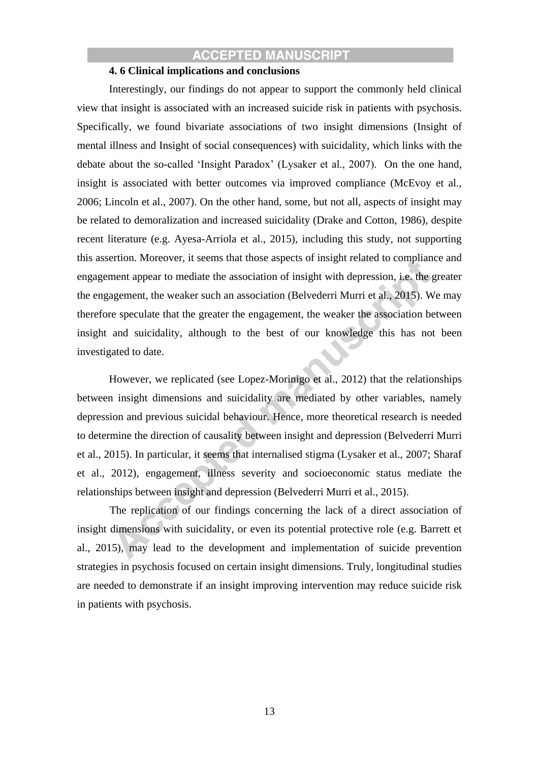### 4. 6 Clinical implications and conclusions

Interestingly, our findings do not appear to support the commonly held clinical view that insight is associated with an increased suicide risk in patients with psychosis. Specifically, we found bivariate associations of two insight dimensions (Insight of mental illness and Insight of social consequences) with suicidality, which links with the debate about the so-called 'Insight Paradox' (Lysaker et al., 2007). On the one hand, insight is associated with better outcomes via improved compliance (McEvoy et al., 2006; Lincoln et al., 2007). On the other hand, some, but not all, aspects of insight may be related to demoralization and increased suicidality (Drake and Cotton, 1986), despite recent literature (e.g. Ayesa-Arriola et al., 2015), including this study, not supporting this assertion. Moreover, it seems that those aspects of insight related to compliance and engagement appear to mediate the association of insight with depression, i.e. the greater the engagement, the weaker such an association (Belvederri Murri et al., 2015). We may therefore speculate that the greater the engagement, the weaker the association between insight and suicidality, although to the best of our knowledge this has not been investigated to date.

However, we replicated (see Lopez-Morinigo et al., 2012) that the relationships between insight dimensions and suicidality are mediated by other variables, namely depression and previous suicidal behaviour. Hence, more theoretical research is needed to determine the direction of causality between insight and depression (Belvederri Murri et al., 2015). In particular, it seems that internalised stigma (Lysaker et al., 2007; Sharaf et al., 2012), engagement, illness severity and socioeconomic status mediate the relationships between insight and depression (Belvederri Murri et al., 2015).

The replication of our findings concerning the lack of a direct association of insight dimensions with suicidality, or even its potential protective role (e.g. Barrett et al., 2015), may lead to the development and implementation of suicide prevention strategies in psychosis focused on certain insight dimensions. Truly, longitudinal studies are needed to demonstrate if an insight improving intervention may reduce suicide risk in patients with psychosis.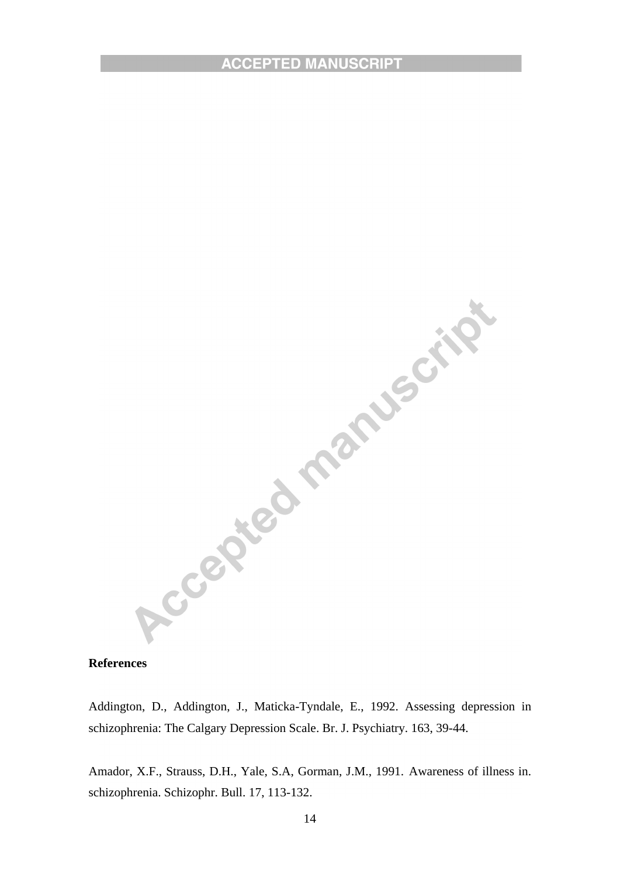**References**

Addington, D., Addington, J., Maticka-Tyndale, E., 1992. Assessing depression in schizophrenia: The Calgary Depression Scale. Br. J. Psychiatry. 163, 39-44.

Amador, X.F., Strauss, D.H., Yale, S.A, Gorman, J.M., 1991. Awareness of illness in. schizophrenia. Schizophr. Bull. 17, 113-132.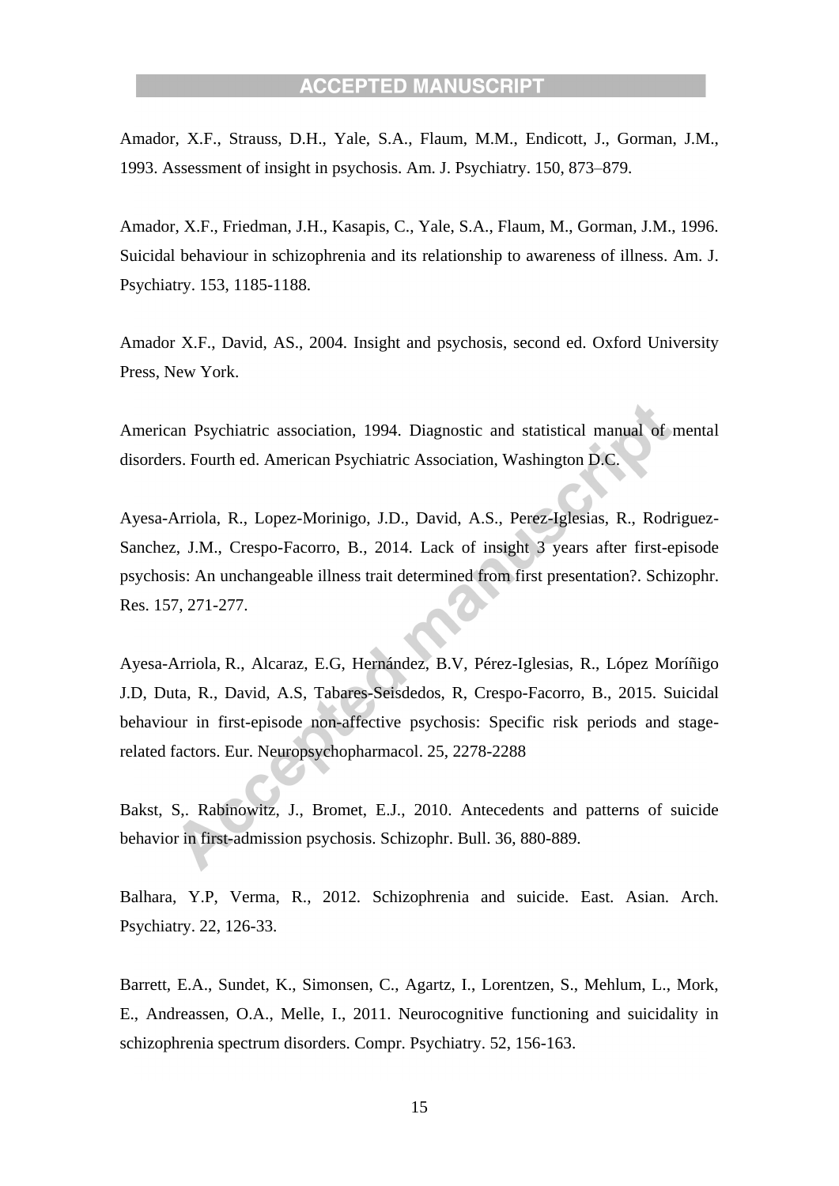Amador, X.F., Strauss, D.H., Yale, S.A., Flaum, M.M., Endicott, J., Gorman, J.M., 1993. Assessment of insight in psychosis. Am. J. Psychiatry. 150, 873–879.

Amador, X.F., Friedman, J.H., Kasapis, C., Yale, S.A., Flaum, M., Gorman, J.M., 1996. Suicidal behaviour in schizophrenia and its relationship to awareness of illness. Am. J. Psychiatry. 153, 1185-1188.

Amador X.F., David, AS., 2004. Insight and psychosis, second ed. Oxford University Press, New York.

American Psychiatric association, 1994. Diagnostic and statistical manual of mental disorders. Fourth ed. American Psychiatric Association, Washington D.C.

Ayesa-Arriola, R., Lopez-Morinigo, J.D., David, A.S., Perez-Iglesias, R., Rodriguez-Sanchez, J.M., Crespo-Facorro, B., 2014. Lack of insight 3 years after first-episode psychosis: An unchangeable illness trait determined from first presentation?. Schizophr. Res. 157, 271-277.

Ayesa-Arriola, R., Alcaraz, E.G, Hernández, B.V, Pérez-Iglesias, R., López Moríñigo J.D, Duta, R., David, A.S, Tabares-Seisdedos, R, Crespo-Facorro, B., 2015. Suicidal behaviour in first-episode non-affective psychosis: Specific risk periods and stage-related factors. Eur. Neuropsychopharmacol. 25, 2278-2288

Bakst, S,. Rabinowitz, J., Bromet, E.J., 2010. Antecedents and patterns of suicide behavior in first-admission psychosis. Schizophr. Bull. 36, 880-889.

Balhara, Y.P, Verma, R., 2012. Schizophrenia and suicide. East. Asian. Arch. Psychiatry. 22, 126-33.

Barrett, E.A., Sundet, K., Simonsen, C., Agartz, I., Lorentzen, S., Mehlum, L., Mork, E., Andreassen, O.A., Melle, I., 2011. Neurocognitive functioning and suicidality in schizophrenia spectrum disorders. Compr. Psychiatry. 52, 156-163.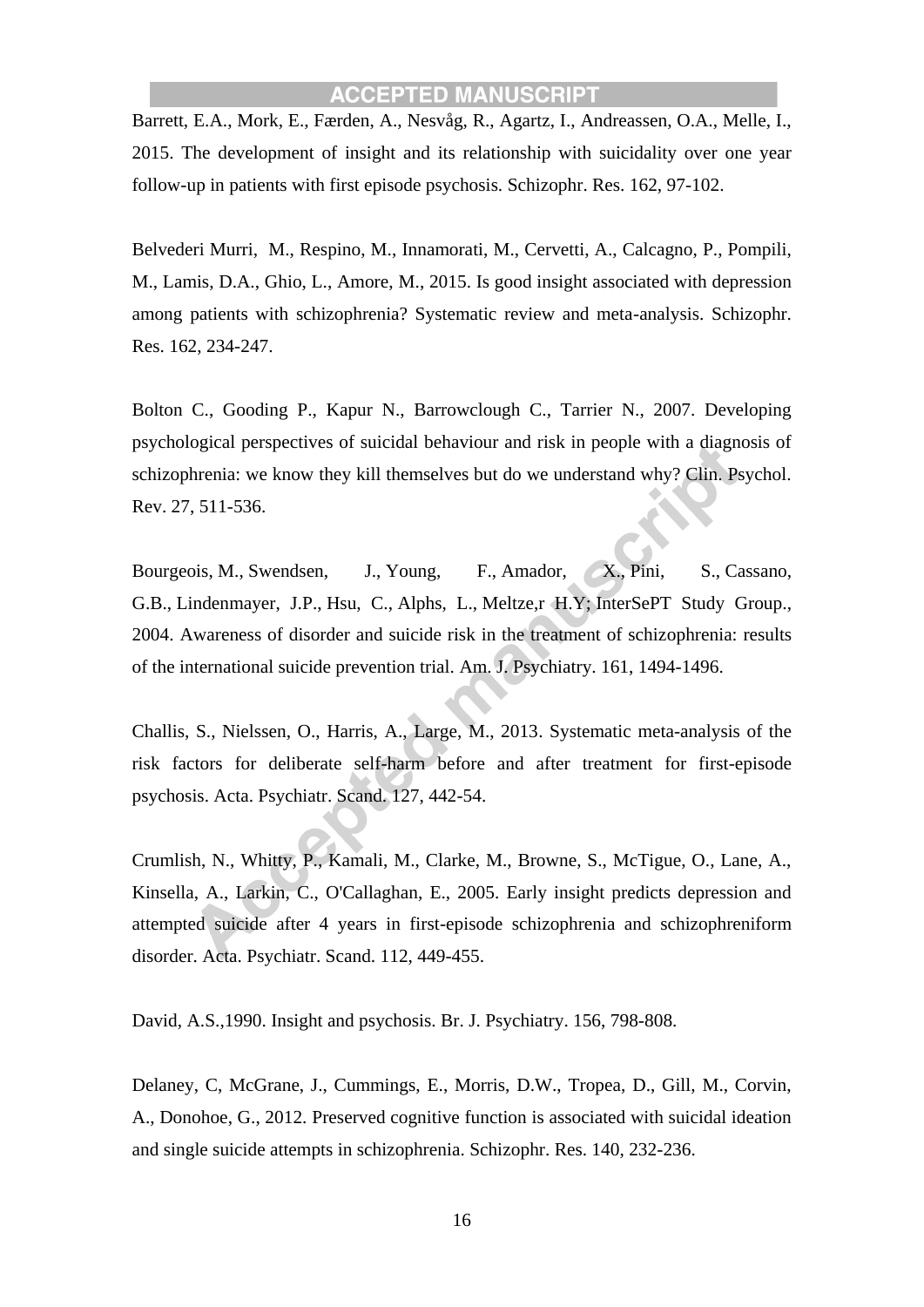Barrett, E.A., Mork, E., Færden, A., Nesvåg, R., Agartz, I., Andreassen, O.A., Melle, I., 2015. The development of insight and its relationship with suicidality over one year follow-up in patients with first episode psychosis. Schizophr. Res. 162, 97-102.

Belvederi Murri, M., Respino, M., Innamorati, M., Cervetti, A., Calcagno, P., Pompili, M., Lamis, D.A., Ghio, L., Amore, M., 2015. Is good insight associated with depression among patients with schizophrenia? Systematic review and meta-analysis. Schizophr. Res. 162, 234-247.

Bolton C., Gooding P., Kapur N., Barrowclough C., Tarrier N., 2007. Developing psychological perspectives of suicidal behaviour and risk in people with a diagnosis of schizophrenia: we know they kill themselves but do we understand why? Clin. Psychol. Rev. 27, 511-536.

Bourgeois, M., Swendsen, J., Young, F., Amador, X., Pini, S., Cassano, G.B., Lindenmayer, J.P., Hsu, C., Alphs, L., Meltze,r H.Y; InterSePT Study Group., 2004. Awareness of disorder and suicide risk in the treatment of schizophrenia: results of the international suicide prevention trial. Am. J. Psychiatry. 161, 1494-1496.

Challis, S., Nielssen, O., Harris, A., Large, M., 2013. Systematic meta-analysis of the risk factors for deliberate self-harm before and after treatment for first-episode psychosis. Acta. Psychiatr. Scand. 127, 442-54.

Crumlish, N., Whitty, P., Kamali, M., Clarke, M., Browne, S., McTigue, O., Lane, A., Kinsella, A., Larkin, C., O'Callaghan, E., 2005. Early insight predicts depression and attempted suicide after 4 years in first-episode schizophrenia and schizophreniform disorder. Acta. Psychiatr. Scand. 112, 449-455.

David, A.S.,1990. Insight and psychosis. Br. J. Psychiatry. 156, 798-808.

Delaney, C, McGrane, J., Cummings, E., Morris, D.W., Tropea, D., Gill, M., Corvin, A., Donohoe, G., 2012. Preserved cognitive function is associated with suicidal ideation and single suicide attempts in schizophrenia. Schizophr. Res. 140, 232-236.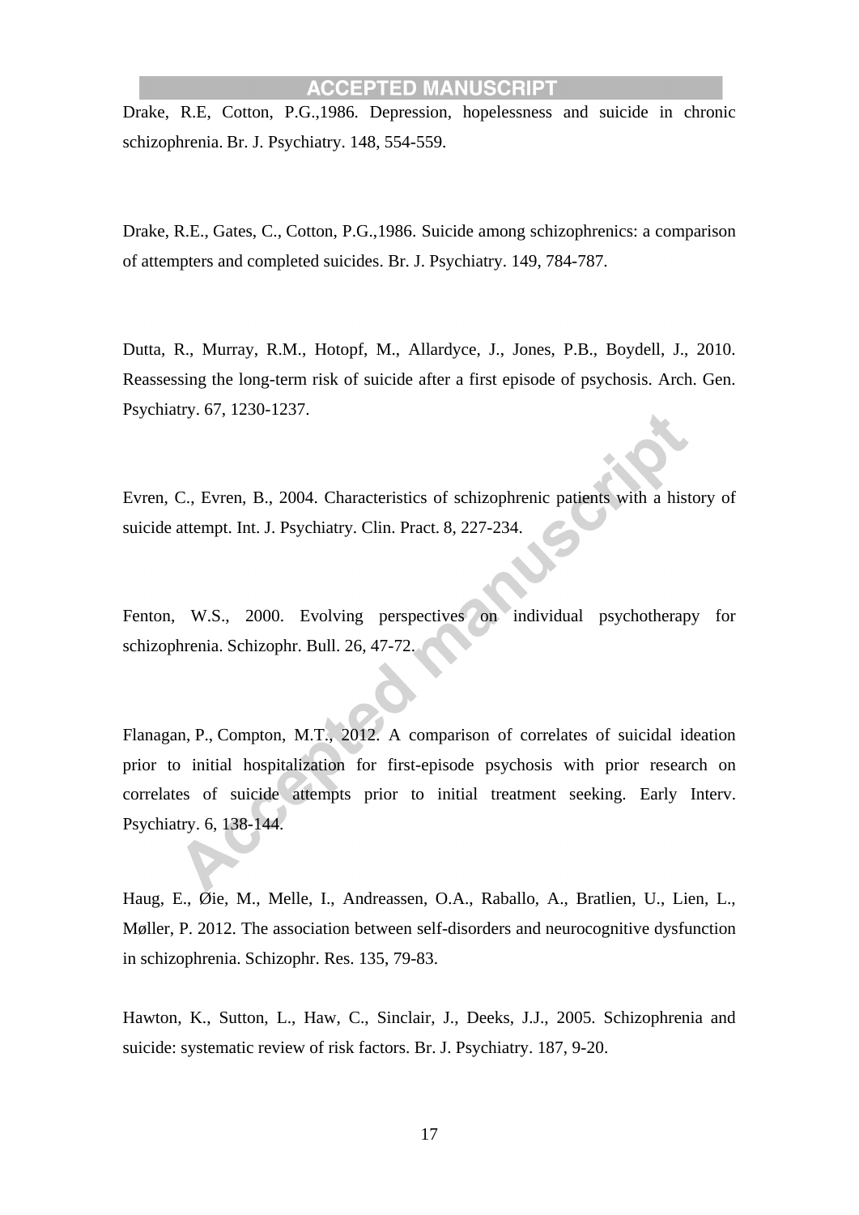Drake, R.E, Cotton, P.G.,1986. Depression, hopelessness and suicide in chronic schizophrenia. Br. J. Psychiatry. 148, 554-559.

Drake, R.E., Gates, C., Cotton, P.G.,1986. Suicide among schizophrenics: a comparison of attempters and completed suicides. Br. J. Psychiatry. 149, 784-787.

Dutta, R., Murray, R.M., Hotopf, M., Allardyce, J., Jones, P.B., Boydell, J., 2010. Reassessing the long-term risk of suicide after a first episode of psychosis. Arch. Gen. Psychiatry. 67, 1230-1237.

Evren, C., Evren, B., 2004. Characteristics of schizophrenic patients with a history of suicide attempt. Int. J. Psychiatry. Clin. Pract. 8, 227-234.

Fenton, W.S., 2000. Evolving perspectives on individual psychotherapy for schizophrenia. Schizophr. Bull. 26, 47-72.

Flanagan, P., Compton, M.T., 2012. A comparison of correlates of suicidal ideation prior to initial hospitalization for first-episode psychosis with prior research on correlates of suicide attempts prior to initial treatment seeking. Early Interv. Psychiatry. 6, 138-144.

Haug, E., Øie, M., Melle, I., Andreassen, O.A., Raballo, A., Bratlien, U., Lien, L., Møller, P. 2012. The association between self-disorders and neurocognitive dysfunction in schizophrenia. Schizophr. Res. 135, 79-83.

Hawton, K., Sutton, L., Haw, C., Sinclair, J., Deeks, J.J., 2005. Schizophrenia and suicide: systematic review of risk factors. Br. J. Psychiatry. 187, 9-20.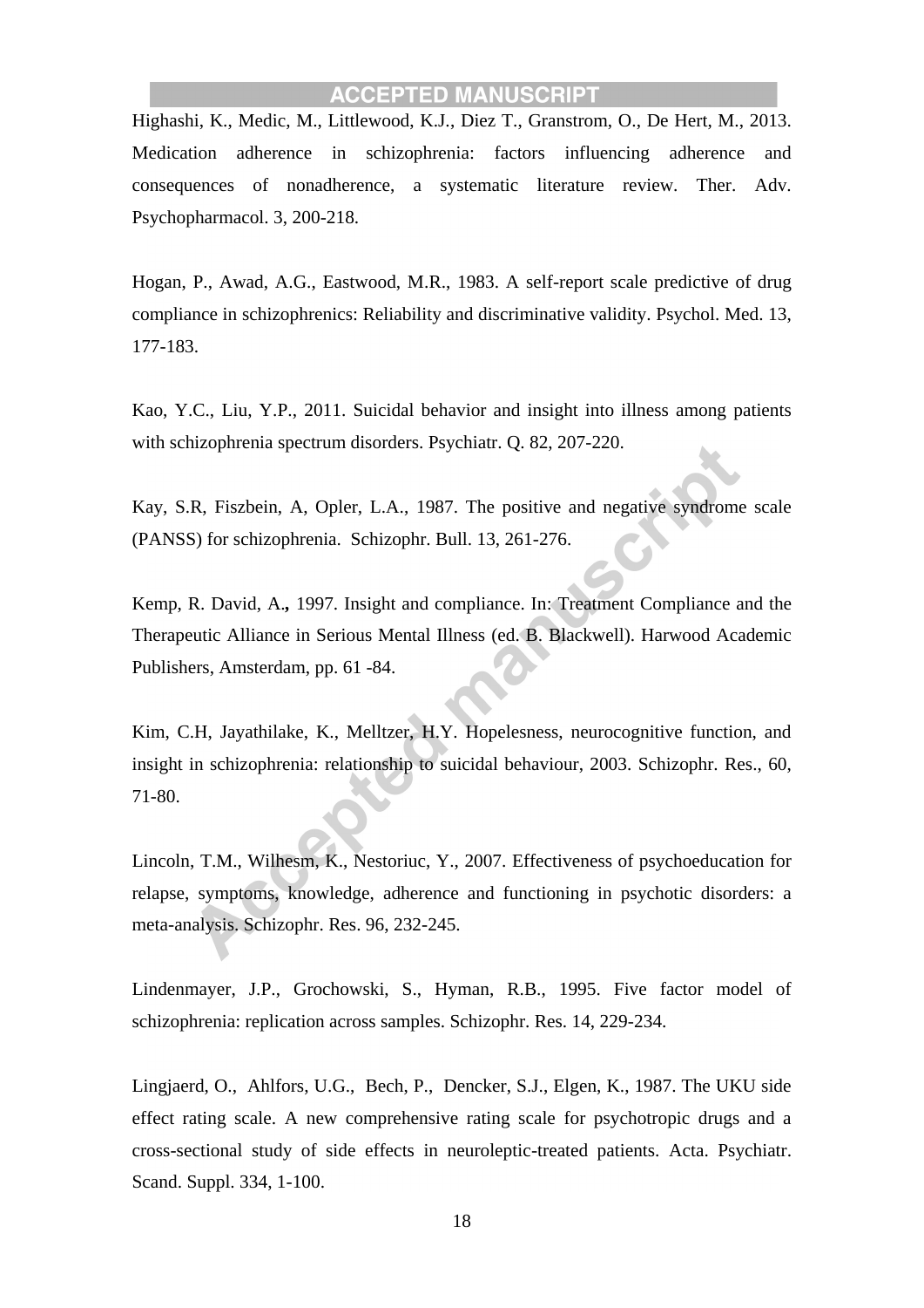Highashi, K., Medic, M., Littlewood, K.J., Diez T., Granstrom, O., De Hert, M., 2013. Medication adherence in schizophrenia: factors influencing adherence and consequences of nonadherence, a systematic literature review. Ther. Adv. Psychopharmacol. 3, 200-218.

Hogan, P., Awad, A.G., Eastwood, M.R., 1983. A self-report scale predictive of drug compliance in schizophrenics: Reliability and discriminative validity. Psychol. Med. 13, 177-183.

Kao, Y.C., Liu, Y.P., 2011. Suicidal behavior and insight into illness among patients with schizophrenia spectrum disorders. Psychiatr. Q. 82, 207-220.

Kay, S.R, Fiszbein, A, Opler, L.A., 1987. The positive and negative syndrome scale (PANSS) for schizophrenia. Schizophr. Bull. 13, 261-276.

Kemp, R. David, A**.,** 1997. Insight and compliance. In: Treatment Compliance and the Therapeutic Alliance in Serious Mental Illness (ed. B. Blackwell). Harwood Academic Publishers, Amsterdam, pp. 61 -84.

Kim, C.H, Jayathilake, K., Melltzer, H.Y. Hopelesness, neurocognitive function, and insight in schizophrenia: relationship to suicidal behaviour, 2003. Schizophr. Res., 60, 71-80.

Lincoln, T.M., Wilhesm, K., Nestoriuc, Y., 2007. Effectiveness of psychoeducation for relapse, symptoms, knowledge, adherence and functioning in psychotic disorders: a meta-analysis. Schizophr. Res. 96, 232-245.

Lindenmayer, J.P., Grochowski, S., Hyman, R.B., 1995. Five factor model of schizophrenia: replication across samples. Schizophr. Res. 14, 229-234.

Lingjaerd, O., Ahlfors, U.G., Bech, P., Dencker, S.J., Elgen, K., 1987. The UKU side effect rating scale. A new comprehensive rating scale for psychotropic drugs and a cross-sectional study of side effects in neuroleptic-treated patients. Acta. Psychiatr. Scand. Suppl. 334, 1-100.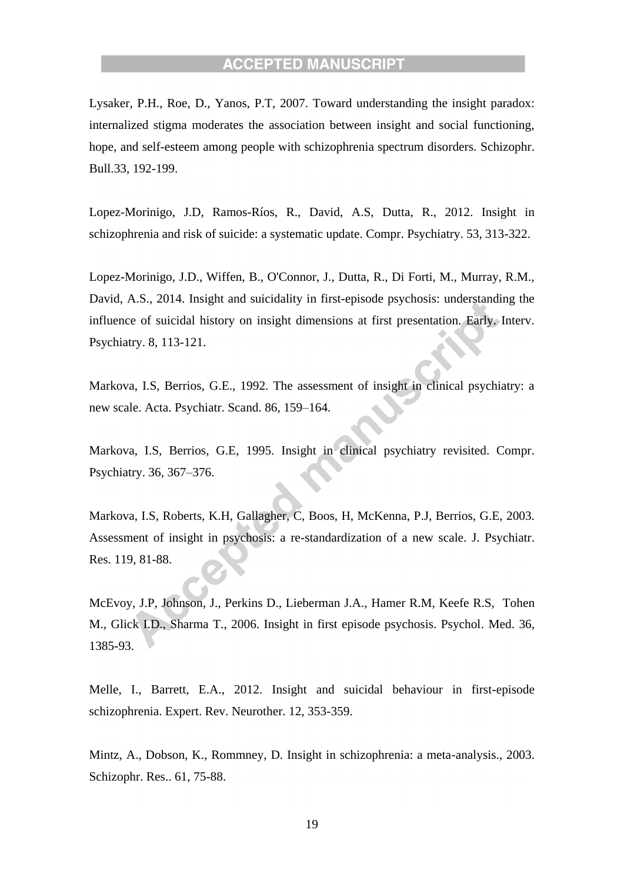Lysaker, P.H., Roe, D., Yanos, P.T, 2007. Toward understanding the insight paradox: internalized stigma moderates the association between insight and social functioning, hope, and self-esteem among people with schizophrenia spectrum disorders. Schizophr. Bull.33, 192-199.

Lopez-Morinigo, J.D, Ramos-Ríos, R., David, A.S, Dutta, R., 2012. Insight in schizophrenia and risk of suicide: a systematic update. Compr. Psychiatry. 53, 313-322.

Lopez-Morinigo, J.D., Wiffen, B., O'Connor, J., Dutta, R., Di Forti, M., Murray, R.M., David, A.S., 2014. Insight and suicidality in first-episode psychosis: understanding the influence of suicidal history on insight dimensions at first presentation. Early. Interv. Psychiatry. 8, 113-121.

Markova, I.S, Berrios, G.E., 1992. The assessment of insight in clinical psychiatry: a new scale. Acta. Psychiatr. Scand. 86, 159–164.

Markova, I.S, Berrios, G.E, 1995. Insight in clinical psychiatry revisited. Compr. Psychiatry. 36, 367–376.

Markova, I.S, Roberts, K.H, Gallagher, C, Boos, H, McKenna, P.J, Berrios, G.E, 2003. Assessment of insight in psychosis: a re-standardization of a new scale. J. Psychiatr. Res. 119, 81-88.

McEvoy, J.P, Johnson, J., Perkins D., Lieberman J.A., Hamer R.M, Keefe R.S, Tohen M., Glick I.D., Sharma T., 2006. Insight in first episode psychosis. Psychol. Med. 36, 1385-93.

Melle, I., Barrett, E.A., 2012. Insight and suicidal behaviour in first-episode schizophrenia. Expert. Rev. Neurother. 12, 353-359.

Mintz, A., Dobson, K., Rommney, D. Insight in schizophrenia: a meta-analysis., 2003. Schizophr. Res.. 61, 75-88.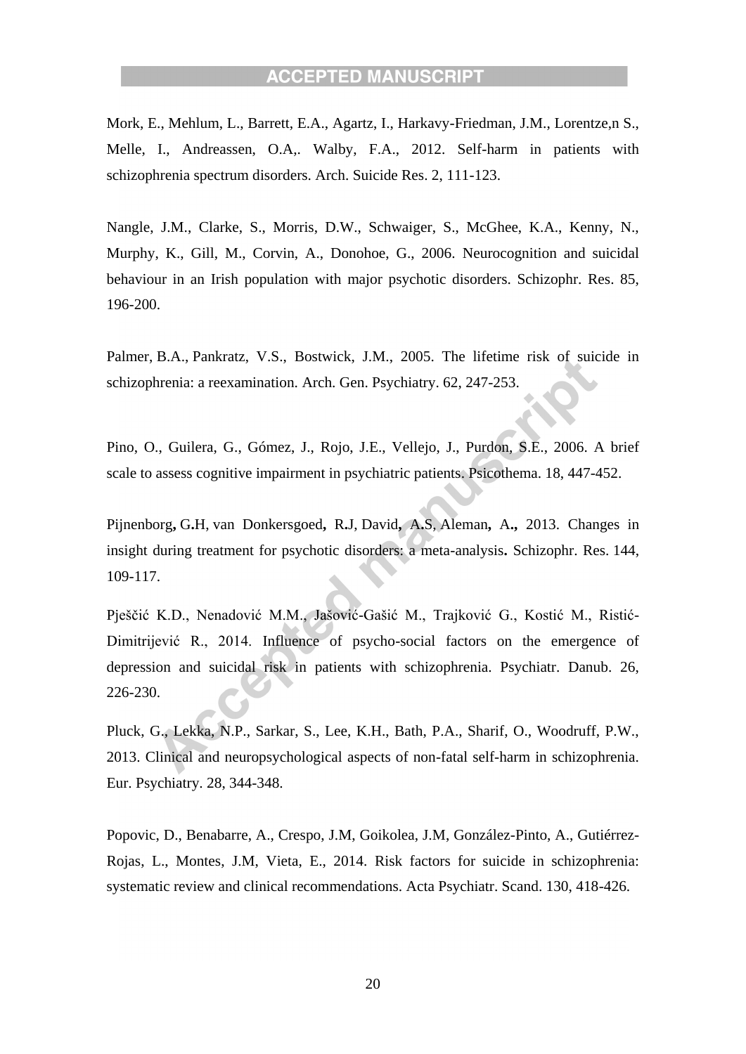Mork, E., Mehlum, L., Barrett, E.A., Agartz, I., Harkavy-Friedman, J.M., Lorentze,n S., Melle, I., Andreassen, O.A,. Walby, F.A., 2012. Self-harm in patients with schizophrenia spectrum disorders. Arch. Suicide Res. 2, 111-123.

Nangle, J.M., Clarke, S., Morris, D.W., Schwaiger, S., McGhee, K.A., Kenny, N., Murphy, K., Gill, M., Corvin, A., Donohoe, G., 2006. Neurocognition and suicidal behaviour in an Irish population with major psychotic disorders. Schizophr. Res. 85, 196-200.

Palmer, B.A., Pankratz, V.S., Bostwick, J.M., 2005. The lifetime risk of suicide in schizophrenia: a reexamination. Arch. Gen. Psychiatry. 62, 247-253.

Pino, O., Guilera, G., Gómez, J., Rojo, J.E., Vellejo, J., Purdon, S.E., 2006. A brief scale to assess cognitive impairment in psychiatric patients. Psicothema. 18, 447-452.

Pijnenborg**,** G**.**H, van Donkersgoed**,** R**.**J, David**,** A**.**S, Aleman**,** A**.,** 2013. Changes in insight during treatment for psychotic disorders: a meta-analysis**.** Schizophr. Res. 144, 109-117.

Pješčić K.D., Nenadović M.M., Jašović-Gašić M., Trajković G., Kostić M., Ristić-Dimitrijević R., 2014. Influence of psycho-social factors on the emergence of depression and suicidal risk in patients with schizophrenia. Psychiatr. Danub. 26, 226-230.

Pluck, G., Lekka, N.P., Sarkar, S., Lee, K.H., Bath, P.A., Sharif, O., Woodruff, P.W., 2013. Clinical and neuropsychological aspects of non-fatal self-harm in schizophrenia. Eur. Psychiatry. 28, 344-348.

Popovic, D., Benabarre, A., Crespo, J.M, Goikolea, J.M, González-Pinto, A., Gutiérrez-Rojas, L., Montes, J.M, Vieta, E., 2014. Risk factors for suicide in schizophrenia: systematic review and clinical recommendations. Acta Psychiatr. Scand. 130, 418-426.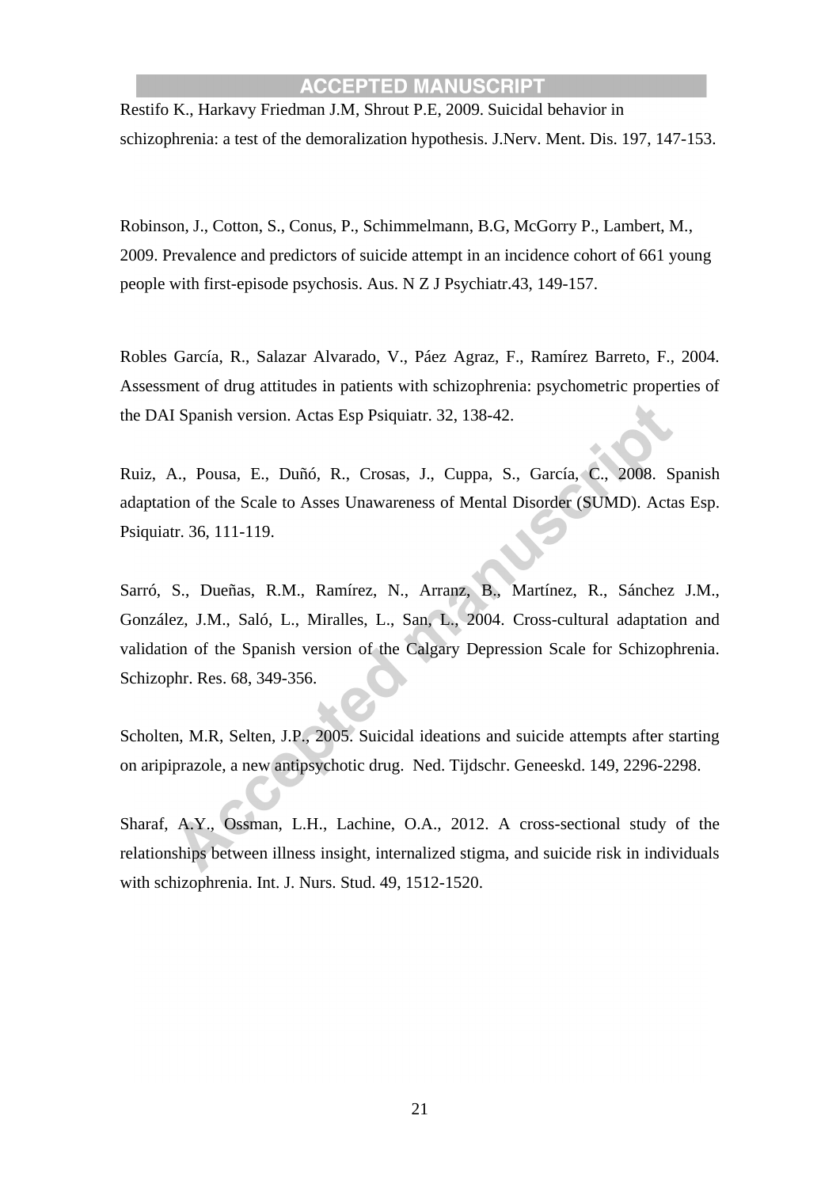Restifo K., Harkavy Friedman J.M, Shrout P.E, 2009. Suicidal behavior in schizophrenia: a test of the demoralization hypothesis. J.Nerv. Ment. Dis. 197, 147-153.

Robinson, J., Cotton, S., Conus, P., Schimmelmann, B.G, McGorry P., Lambert, M., 2009. Prevalence and predictors of suicide attempt in an incidence cohort of 661 young people with first-episode psychosis. Aus. N Z J Psychiatr.43, 149-157.

Robles García, R., Salazar Alvarado, V., Páez Agraz, F., Ramírez Barreto, F., 2004. Assessment of drug attitudes in patients with schizophrenia: psychometric properties of the DAI Spanish version. Actas Esp Psiquiatr. 32, 138-42.

Ruiz, A., Pousa, E., Duñó, R., Crosas, J., Cuppa, S., García, C., 2008. Spanish adaptation of the Scale to Asses Unawareness of Mental Disorder (SUMD). Actas Esp. Psiquiatr. 36, 111-119.

Sarró, S., Dueñas, R.M., Ramírez, N., Arranz, B., Martínez, R., Sánchez J.M., González, J.M., Saló, L., Miralles, L., San, L., 2004. Cross-cultural adaptation and validation of the Spanish version of the Calgary Depression Scale for Schizophrenia. Schizophr. Res. 68, 349-356.

Scholten, M.R, Selten, J.P., 2005. Suicidal ideations and suicide attempts after starting on aripiprazole, a new antipsychotic drug. Ned. Tijdschr. Geneeskd. 149, 2296-2298.

Sharaf, A.Y., Ossman, L.H., Lachine, O.A., 2012. A cross-sectional study of the relationships between illness insight, internalized stigma, and suicide risk in individuals with schizophrenia. Int. J. Nurs. Stud. 49, 1512-1520.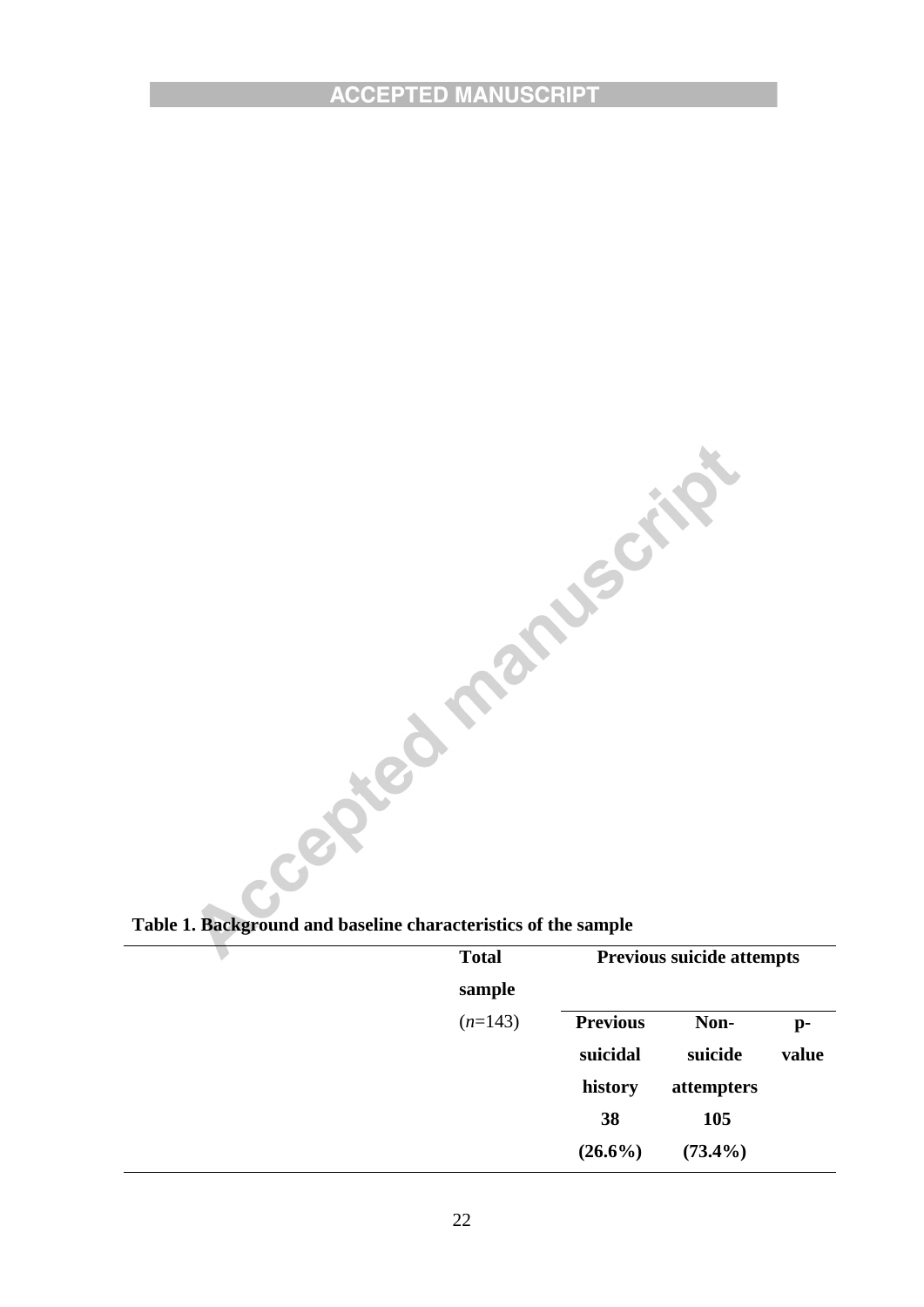**Table 1. Background and baseline characteristics of the sample**

| | Total sample (*n*=143) | Previous suicide attempts | | |
|---|---|---|---|---|
| | | **Previous suicidal history 38 (26.6%)** | **Non-suicide attempters 105 (73.4%)** | **p-value** |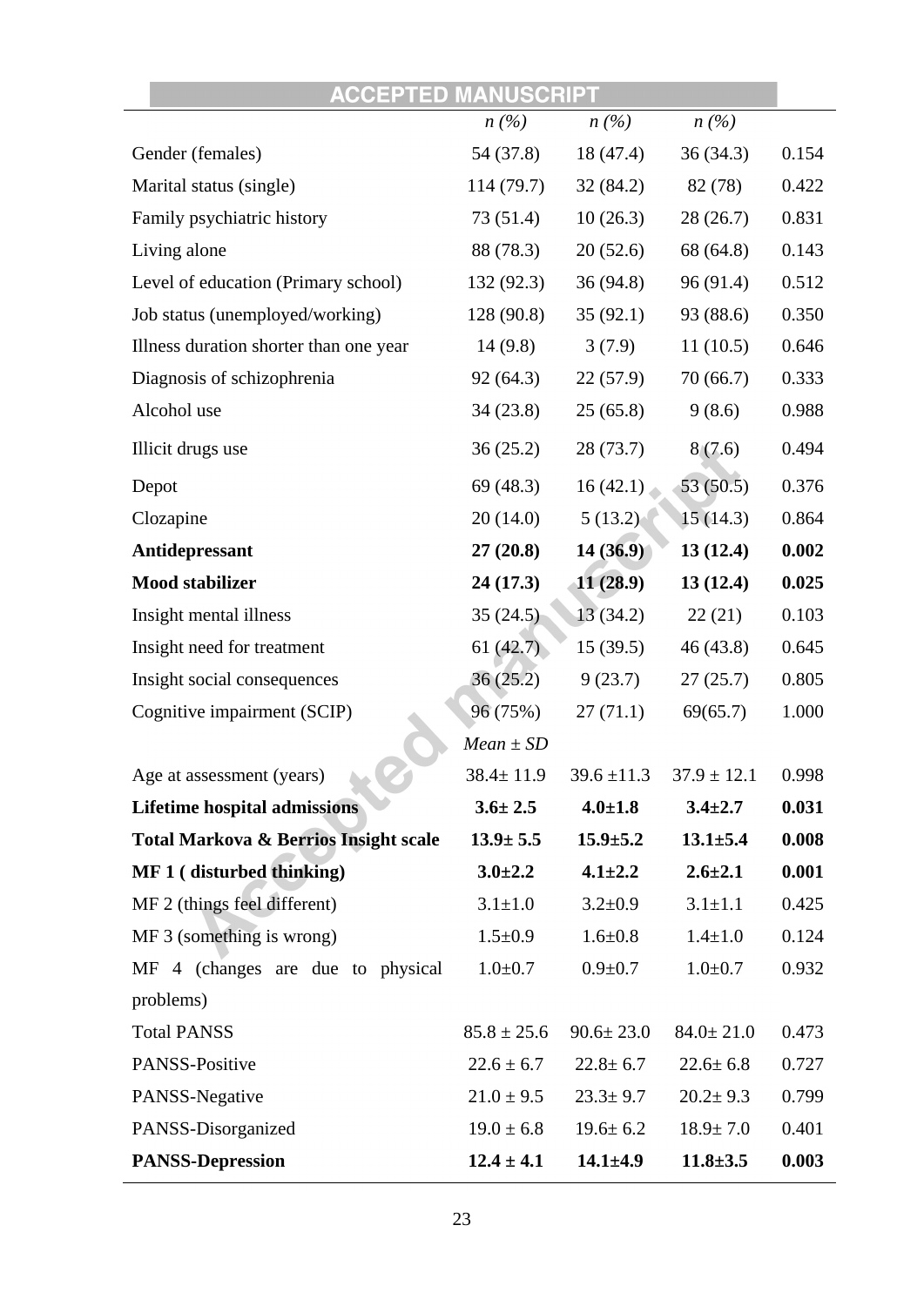| | $n$ (%) | $n$ (%) | $n$ (%) | |
|---|---|---|---|---|
| Gender (females) | 54 (37.8) | 18 (47.4) | 36 (34.3) | 0.154 |
| Marital status (single) | 114 (79.7) | 32 (84.2) | 82 (78) | 0.422 |
| Family psychiatric history | 73 (51.4) | 10 (26.3) | 28 (26.7) | 0.831 |
| Living alone | 88 (78.3) | 20 (52.6) | 68 (64.8) | 0.143 |
| Level of education (Primary school) | 132 (92.3) | 36 (94.8) | 96 (91.4) | 0.512 |
| Job status (unemployed/working) | 128 (90.8) | 35 (92.1) | 93 (88.6) | 0.350 |
| Illness duration shorter than one year | 14 (9.8) | 3 (7.9) | 11 (10.5) | 0.646 |
| Diagnosis of schizophrenia | 92 (64.3) | 22 (57.9) | 70 (66.7) | 0.333 |
| Alcohol use | 34 (23.8) | 25 (65.8) | 9 (8.6) | 0.988 |
| Illicit drugs use | 36 (25.2) | 28 (73.7) | 8 (7.6) | 0.494 |
| Depot | 69 (48.3) | 16 (42.1) | 53 (50.5) | 0.376 |
| Clozapine | 20 (14.0) | 5 (13.2) | 15 (14.3) | 0.864 |
| **Antidepressant** | **27 (20.8)** | **14 (36.9)** | **13 (12.4)** | **0.002** |
| **Mood stabilizer** | **24 (17.3)** | **11 (28.9)** | **13 (12.4)** | **0.025** |
| Insight mental illness | 35 (24.5) | 13 (34.2) | 22 (21) | 0.103 |
| Insight need for treatment | 61 (42.7) | 15 (39.5) | 46 (43.8) | 0.645 |
| Insight social consequences | 36 (25.2) | 9 (23.7) | 27 (25.7) | 0.805 |
| Cognitive impairment (SCIP) | 96 (75%) | 27 (71.1) | 69(65.7) | 1.000 |
| | *Mean ± SD* | | | |
| Age at assessment (years) | 38.4± 11.9 | 39.6 ±11.3 | 37.9 ± 12.1 | 0.998 |
| **Lifetime hospital admissions** | **3.6± 2.5** | **4.0±1.8** | **3.4±2.7** | **0.031** |
| **Total Markova & Berrios Insight scale** | **13.9± 5.5** | **15.9±5.2** | **13.1±5.4** | **0.008** |
| **MF 1 ( disturbed thinking)** | **3.0±2.2** | **4.1±2.2** | **2.6±2.1** | **0.001** |
| MF 2 (things feel different) | 3.1±1.0 | 3.2±0.9 | 3.1±1.1 | 0.425 |
| MF 3 (something is wrong) | 1.5±0.9 | 1.6±0.8 | 1.4±1.0 | 0.124 |
| MF 4 (changes are due to physical problems) | 1.0±0.7 | 0.9±0.7 | 1.0±0.7 | 0.932 |
| Total PANSS | 85.8 ± 25.6 | 90.6± 23.0 | 84.0± 21.0 | 0.473 |
| PANSS-Positive | 22.6 ± 6.7 | 22.8± 6.7 | 22.6± 6.8 | 0.727 |
| PANSS-Negative | 21.0 ± 9.5 | 23.3± 9.7 | 20.2± 9.3 | 0.799 |
| PANSS-Disorganized | 19.0 ± 6.8 | 19.6± 6.2 | 18.9± 7.0 | 0.401 |
| **PANSS-Depression** | **12.4 ± 4.1** | **14.1±4.9** | **11.8±3.5** | **0.003** |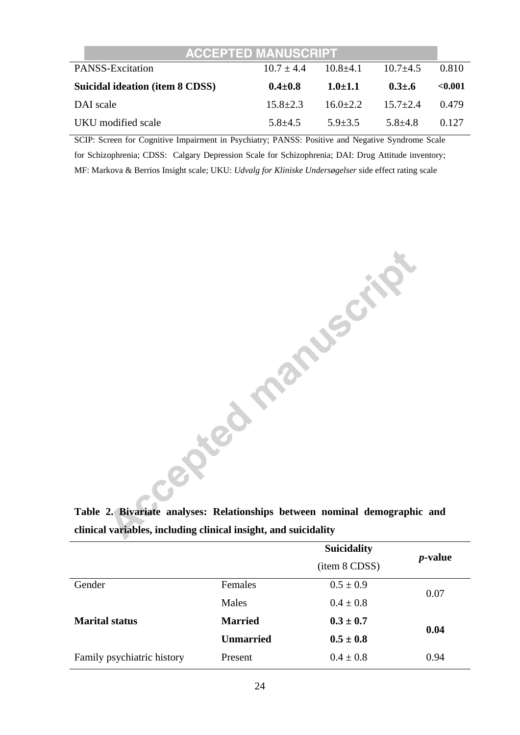| | | | | |
|---|---|---|---|---|
| PANSS-Excitation | 10.7 ± 4.4 | 10.8±4.1 | 10.7±4.5 | 0.810 |
| **Suicidal ideation (item 8 CDSS)** | **0.4±0.8** | **1.0±1.1** | **0.3±.6** | **<0.001** |
| DAI scale | 15.8±2.3 | 16.0±2.2 | 15.7±2.4 | 0.479 |
| UKU modified scale | 5.8±4.5 | 5.9±3.5 | 5.8±4.8 | 0.127 |

SCIP: Screen for Cognitive Impairment in Psychiatry; PANSS: Positive and Negative Syndrome Scale for Schizophrenia; CDSS: Calgary Depression Scale for Schizophrenia; DAI: Drug Attitude inventory; MF: Markova & Berrios Insight scale; UKU: *Udvalg for Kliniske Undersøgelser* side effect rating scale

**Table 2. Bivariate analyses: Relationships between nominal demographic and clinical variables, including clinical insight, and suicidality**

| | | Suicidality (item 8 CDSS) | *p*-value |
|---|---|---|---|
| Gender | Females | 0.5 ± 0.9 | 0.07 |
| | Males | 0.4 ± 0.8 | |
| **Marital status** | **Married** | **0.3 ± 0.7** | **0.04** |
| | **Unmarried** | **0.5 ± 0.8** | |
| Family psychiatric history | Present | 0.4 ± 0.8 | 0.94 |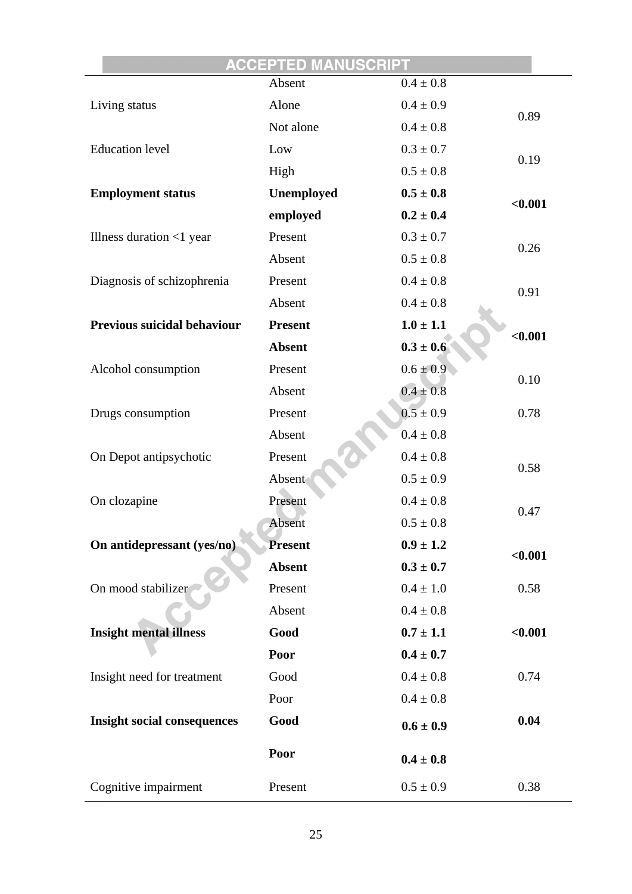| | | | |
|---|---|---|---|
| | Absent | 0.4 ± 0.8 | |
| Living status | Alone | 0.4 ± 0.9 | 0.89 |
| | Not alone | 0.4 ± 0.8 | |
| Education level | Low | 0.3 ± 0.7 | 0.19 |
| | High | 0.5 ± 0.8 | |
| **Employment status** | **Unemployed** | **0.5 ± 0.8** | **<0.001** |
| | **employed** | **0.2 ± 0.4** | |
| Illness duration <1 year | Present | 0.3 ± 0.7 | 0.26 |
| | Absent | 0.5 ± 0.8 | |
| Diagnosis of schizophrenia | Present | 0.4 ± 0.8 | 0.91 |
| | Absent | 0.4 ± 0.8 | |
| **Previous suicidal behaviour** | **Present** | **1.0 ± 1.1** | **<0.001** |
| | **Absent** | **0.3 ± 0.6** | |
| Alcohol consumption | Present | 0.6 ± 0.9 | 0.10 |
| | Absent | 0.4 ± 0.8 | |
| Drugs consumption | Present | 0.5 ± 0.9 | 0.78 |
| | Absent | 0.4 ± 0.8 | |
| On Depot antipsychotic | Present | 0.4 ± 0.8 | 0.58 |
| | Absent | 0.5 ± 0.9 | |
| On clozapine | Present | 0.4 ± 0.8 | 0.47 |
| | Absent | 0.5 ± 0.8 | |
| **On antidepressant (yes/no)** | **Present** | **0.9 ± 1.2** | **<0.001** |
| | **Absent** | **0.3 ± 0.7** | |
| On mood stabilizer | Present | 0.4 ± 1.0 | 0.58 |
| | Absent | 0.4 ± 0.8 | |
| **Insight mental illness** | **Good** | **0.7 ± 1.1** | **<0.001** |
| | **Poor** | **0.4 ± 0.7** | |
| Insight need for treatment | Good | 0.4 ± 0.8 | 0.74 |
| | Poor | 0.4 ± 0.8 | |
| **Insight social consequences** | **Good** | **0.6 ± 0.9** | **0.04** |
| | **Poor** | **0.4 ± 0.8** | |
| Cognitive impairment | Present | 0.5 ± 0.9 | 0.38 |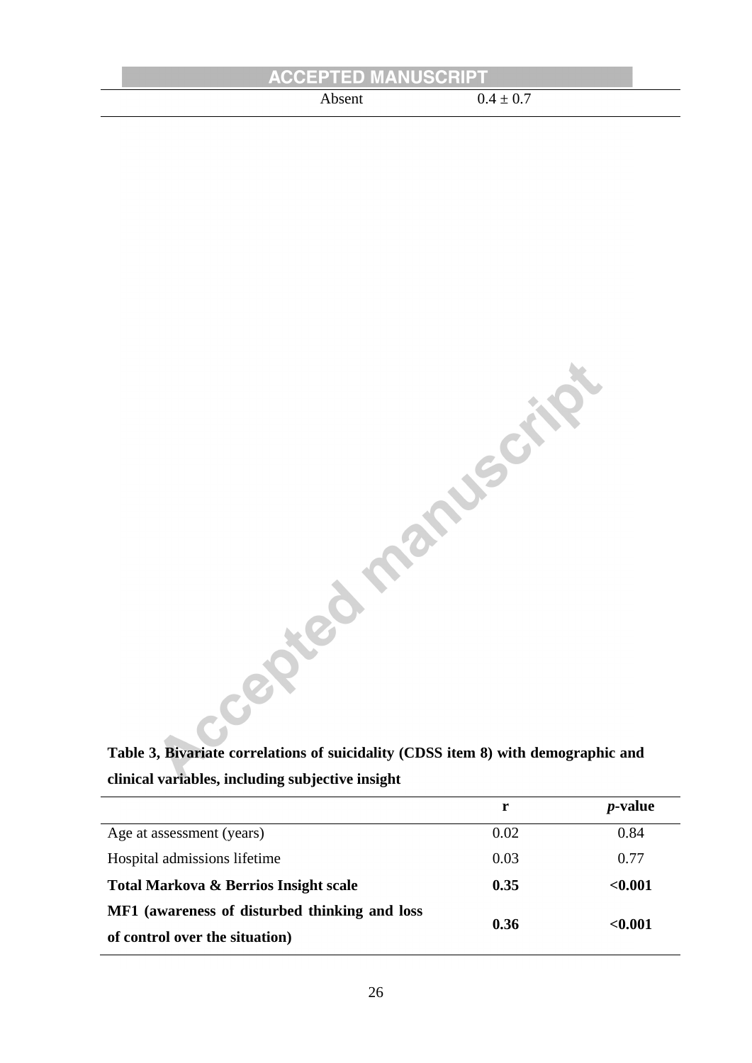| | Absent | $0.4 \pm 0.7$ |
|---|---|---|

**Table 3, Bivariate correlations of suicidality (CDSS item 8) with demographic and clinical variables, including subjective insight**

| | r | *p*-value |
|---|---|---|
| Age at assessment (years) | 0.02 | 0.84 |
| Hospital admissions lifetime | 0.03 | 0.77 |
| **Total Markova & Berrios Insight scale** | **0.35** | **<0.001** |
| **MF1 (awareness of disturbed thinking and loss of control over the situation)** | **0.36** | **<0.001** |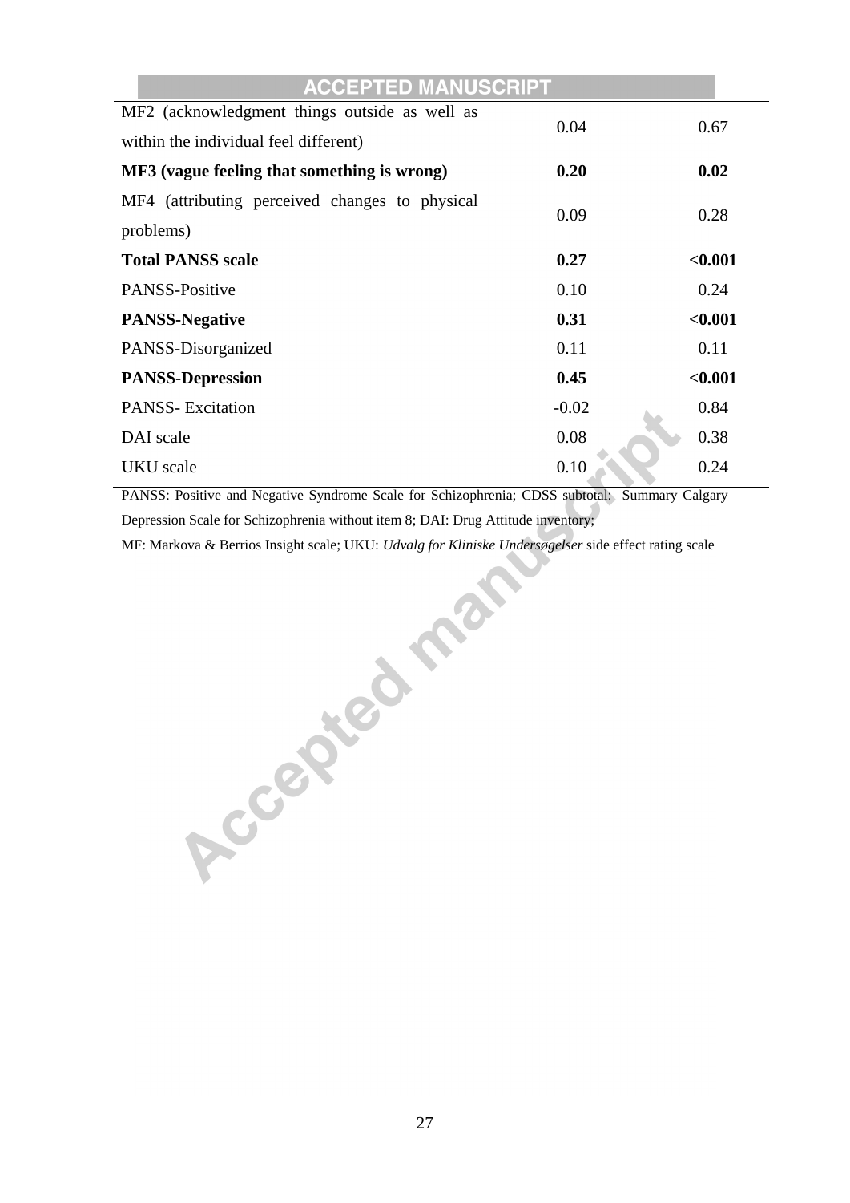| | | |
|---|---|---|
| MF2 (acknowledgment things outside as well as within the individual feel different) | 0.04 | 0.67 |
| **MF3 (vague feeling that something is wrong)** | **0.20** | **0.02** |
| MF4 (attributing perceived changes to physical problems) | 0.09 | 0.28 |
| **Total PANSS scale** | **0.27** | **<0.001** |
| PANSS-Positive | 0.10 | 0.24 |
| **PANSS-Negative** | **0.31** | **<0.001** |
| PANSS-Disorganized | 0.11 | 0.11 |
| **PANSS-Depression** | **0.45** | **<0.001** |
| PANSS- Excitation | -0.02 | 0.84 |
| DAI scale | 0.08 | 0.38 |
| UKU scale | 0.10 | 0.24 |

PANSS: Positive and Negative Syndrome Scale for Schizophrenia; CDSS subtotal: Summary Calgary Depression Scale for Schizophrenia without item 8; DAI: Drug Attitude inventory;

MF: Markova & Berrios Insight scale; UKU: *Udvalg for Kliniske Undersøgelser* side effect rating scale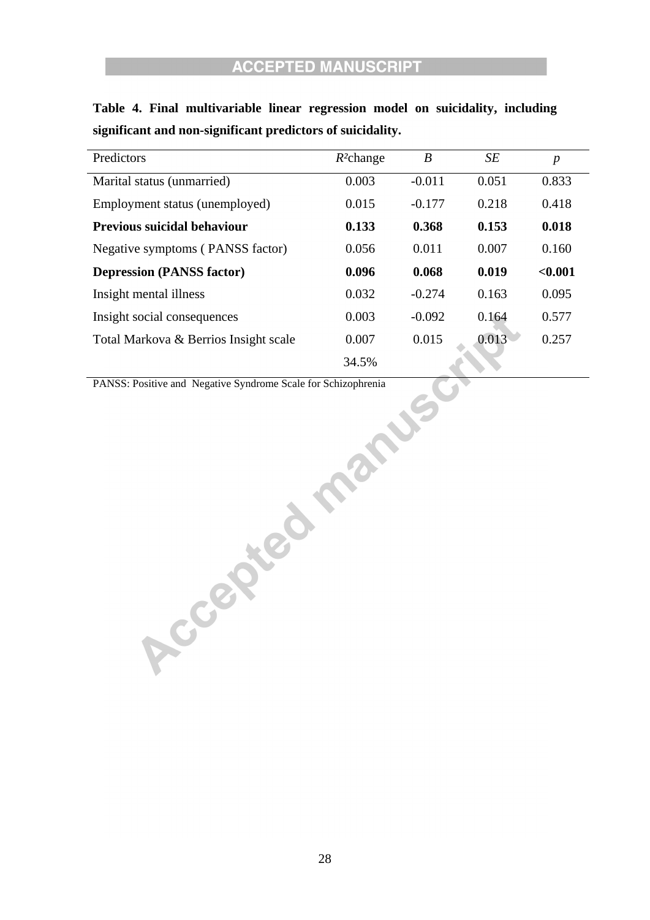**Table 4. Final multivariable linear regression model on suicidality, including significant and non-significant predictors of suicidality.**

| Predictors | $R^2$change | *B* | *SE* | *p* |
|---|---|---|---|---|
| Marital status (unmarried) | 0.003 | -0.011 | 0.051 | 0.833 |
| Employment status (unemployed) | 0.015 | -0.177 | 0.218 | 0.418 |
| **Previous suicidal behaviour** | **0.133** | **0.368** | **0.153** | **0.018** |
| Negative symptoms ( PANSS factor) | 0.056 | 0.011 | 0.007 | 0.160 |
| **Depression (PANSS factor)** | **0.096** | **0.068** | **0.019** | **<0.001** |
| Insight mental illness | 0.032 | -0.274 | 0.163 | 0.095 |
| Insight social consequences | 0.003 | -0.092 | 0.164 | 0.577 |
| Total Markova & Berrios Insight scale | 0.007 | 0.015 | 0.013 | 0.257 |
| | 34.5% | | | |

PANSS: Positive and Negative Syndrome Scale for Schizophrenia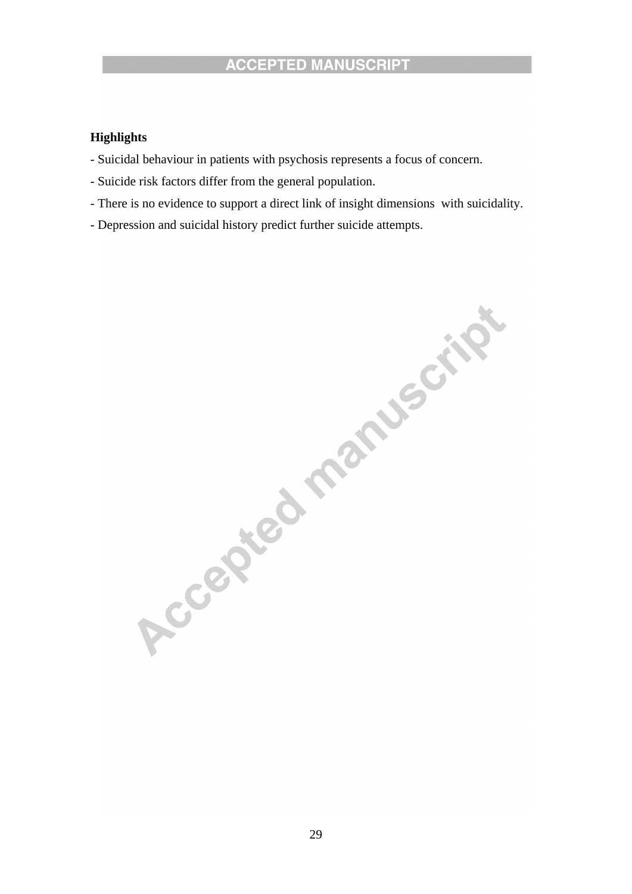**Highlights**

- Suicidal behaviour in patients with psychosis represents a focus of concern.
- Suicide risk factors differ from the general population.
- There is no evidence to support a direct link of insight dimensions with suicidality.
- Depression and suicidal history predict further suicide attempts.